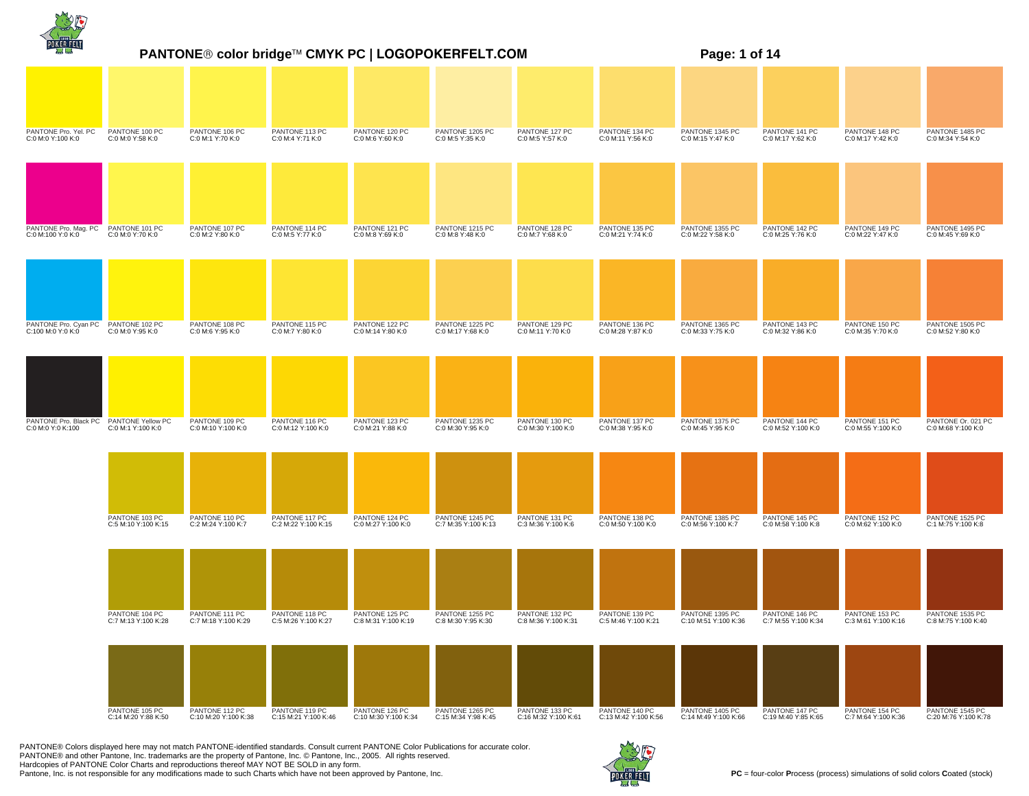# PANTONE® color bridge™ CMYK PC | LOGOPOKERFELT.COM

| | | | | | | | | | | | |
|---|---|---|---|---|---|---|---|---|---|---|---|
| PANTONE Pro. Yel. PC<br>C:0 M:0 Y:100 K:0 | PANTONE 100 PC<br>C:0 M:0 Y:58 K:0 | PANTONE 106 PC<br>C:0 M:1 Y:70 K:0 | PANTONE 113 PC<br>C:0 M:4 Y:71 K:0 | PANTONE 120 PC<br>C:0 M:6 Y:60 K:0 | PANTONE 1205 PC<br>C:0 M:5 Y:35 K:0 | PANTONE 127 PC<br>C:0 M:5 Y:57 K:0 | PANTONE 134 PC<br>C:0 M:11 Y:56 K:0 | PANTONE 1345 PC<br>C:0 M:15 Y:47 K:0 | PANTONE 141 PC<br>C:0 M:17 Y:62 K:0 | PANTONE 148 PC<br>C:0 M:17 Y:42 K:0 | PANTONE 1485 PC<br>C:0 M:34 Y:54 K:0 |
| PANTONE Pro. Mag. PC<br>C:0 M:100 Y:0 K:0 | PANTONE 101 PC<br>C:0 M:0 Y:70 K:0 | PANTONE 107 PC<br>C:0 M:2 Y:80 K:0 | PANTONE 114 PC<br>C:0 M:5 Y:77 K:0 | PANTONE 121 PC<br>C:0 M:8 Y:69 K:0 | PANTONE 1215 PC<br>C:0 M:8 Y:48 K:0 | PANTONE 128 PC<br>C:0 M:7 Y:68 K:0 | PANTONE 135 PC<br>C:0 M:21 Y:74 K:0 | PANTONE 1355 PC<br>C:0 M:22 Y:58 K:0 | PANTONE 142 PC<br>C:0 M:25 Y:76 K:0 | PANTONE 149 PC<br>C:0 M:22 Y:47 K:0 | PANTONE 1495 PC<br>C:0 M:45 Y:69 K:0 |
| PANTONE Pro. Cyan PC<br>C:100 M:0 Y:0 K:0 | PANTONE 102 PC<br>C:0 M:0 Y:95 K:0 | PANTONE 108 PC<br>C:0 M:6 Y:95 K:0 | PANTONE 115 PC<br>C:0 M:7 Y:80 K:0 | PANTONE 122 PC<br>C:0 M:14 Y:80 K:0 | PANTONE 1225 PC<br>C:0 M:17 Y:68 K:0 | PANTONE 129 PC<br>C:0 M:11 Y:70 K:0 | PANTONE 136 PC<br>C:0 M:28 Y:87 K:0 | PANTONE 1365 PC<br>C:0 M:33 Y:75 K:0 | PANTONE 143 PC<br>C:0 M:32 Y:86 K:0 | PANTONE 150 PC<br>C:0 M:35 Y:70 K:0 | PANTONE 1505 PC<br>C:0 M:52 Y:80 K:0 |
| PANTONE Pro. Black PC<br>C:0 M:0 Y:0 K:100 | PANTONE Yellow PC<br>C:0 M:1 Y:100 K:0 | PANTONE 109 PC<br>C:0 M:10 Y:100 K:0 | PANTONE 116 PC<br>C:0 M:12 Y:100 K:0 | PANTONE 123 PC<br>C:0 M:21 Y:88 K:0 | PANTONE 1235 PC<br>C:0 M:30 Y:95 K:0 | PANTONE 130 PC<br>C:0 M:30 Y:100 K:0 | PANTONE 137 PC<br>C:0 M:38 Y:95 K:0 | PANTONE 1375 PC<br>C:0 M:45 Y:95 K:0 | PANTONE 144 PC<br>C:0 M:52 Y:100 K:0 | PANTONE 151 PC<br>C:0 M:55 Y:100 K:0 | PANTONE Or. 021 PC<br>C:0 M:68 Y:100 K:0 |
| | PANTONE 103 PC<br>C:5 M:10 Y:100 K:15 | PANTONE 110 PC<br>C:2 M:24 Y:100 K:7 | PANTONE 117 PC<br>C:2 M:22 Y:100 K:15 | PANTONE 124 PC<br>C:0 M:27 Y:100 K:0 | PANTONE 1245 PC<br>C:7 M:35 Y:100 K:13 | PANTONE 131 PC<br>C:3 M:36 Y:100 K:6 | PANTONE 138 PC<br>C:0 M:50 Y:100 K:0 | PANTONE 1385 PC<br>C:0 M:56 Y:100 K:7 | PANTONE 145 PC<br>C:0 M:58 Y:100 K:8 | PANTONE 152 PC<br>C:0 M:62 Y:100 K:0 | PANTONE 1525 PC<br>C:1 M:75 Y:100 K:8 |
| | PANTONE 104 PC<br>C:7 M:13 Y:100 K:28 | PANTONE 111 PC<br>C:7 M:18 Y:100 K:29 | PANTONE 118 PC<br>C:5 M:26 Y:100 K:27 | PANTONE 125 PC<br>C:8 M:31 Y:100 K:19 | PANTONE 1255 PC<br>C:8 M:30 Y:95 K:30 | PANTONE 132 PC<br>C:8 M:36 Y:100 K:31 | PANTONE 139 PC<br>C:5 M:46 Y:100 K:21 | PANTONE 1395 PC<br>C:10 M:51 Y:100 K:36 | PANTONE 146 PC<br>C:7 M:55 Y:100 K:34 | PANTONE 153 PC<br>C:3 M:61 Y:100 K:16 | PANTONE 1535 PC<br>C:8 M:75 Y:100 K:40 |
| | PANTONE 105 PC<br>C:14 M:20 Y:88 K:50 | PANTONE 112 PC<br>C:10 M:20 Y:100 K:38 | PANTONE 119 PC<br>C:15 M:21 Y:100 K:46 | PANTONE 126 PC<br>C:10 M:30 Y:100 K:34 | PANTONE 1265 PC<br>C:15 M:34 Y:98 K:45 | PANTONE 133 PC<br>C:16 M:32 Y:100 K:61 | PANTONE 140 PC<br>C:13 M:42 Y:100 K:56 | PANTONE 1405 PC<br>C:14 M:49 Y:100 K:66 | PANTONE 147 PC<br>C:19 M:40 Y:85 K:65 | PANTONE 154 PC<br>C:7 M:64 Y:100 K:36 | PANTONE 1545 PC<br>C:20 M:76 Y:100 K:78 |

PANTONE® Colors displayed here may not match PANTONE-identified standards. Consult current PANTONE Color Publications for accurate color.
PANTONE® and other Pantone, Inc. trademarks are the property of Pantone, Inc., © Pantone, Inc., 2005. All rights reserved.
Hardcopies of PANTONE Color Charts and reproductions thereof MAY NOT BE SOLD in any form.
Pantone, Inc. is not responsible for any modifications made to such Charts which have not been approved by Pantone, Inc.

**PC** = four-color **P**rocess (process) simulations of solid colors **C**oated (stock)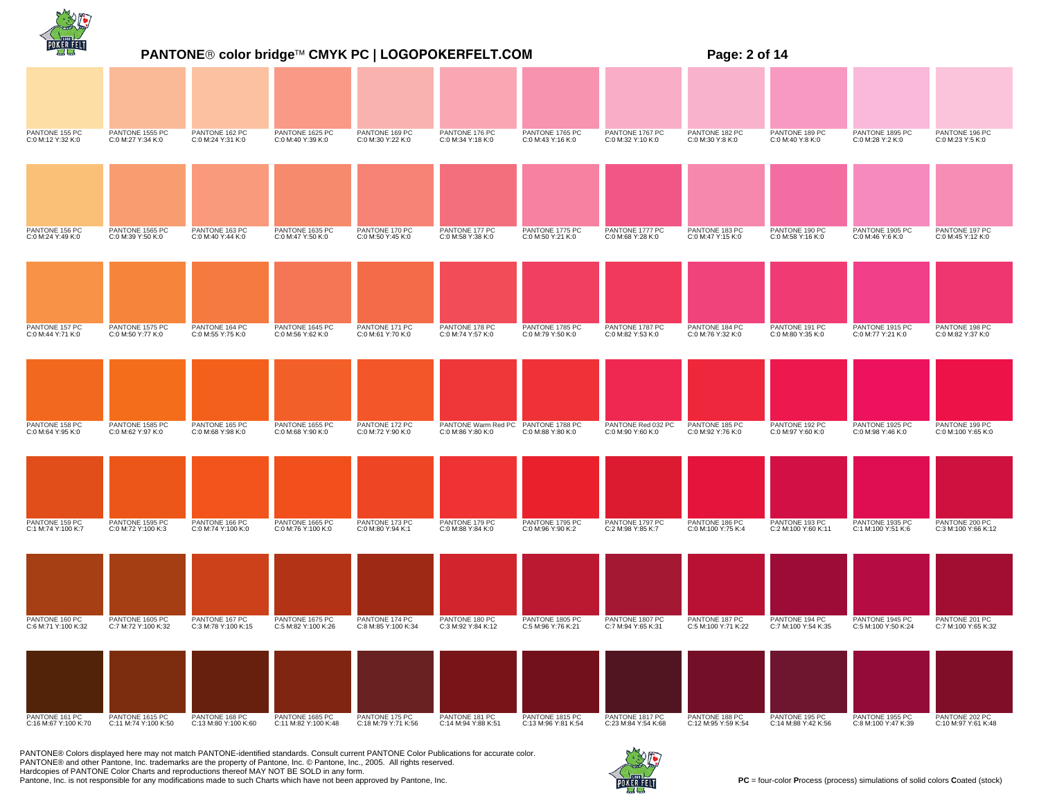# PANTONE® color bridge™ CMYK PC | LOGOPOKERFELT.COM

| | | | | | | | | | | | |
|---|---|---|---|---|---|---|---|---|---|---|---|
| PANTONE 155 PC C:0 M:12 Y:32 K:0 | PANTONE 1555 PC C:0 M:27 Y:34 K:0 | PANTONE 162 PC C:0 M:24 Y:31 K:0 | PANTONE 1625 PC C:0 M:40 Y:39 K:0 | PANTONE 169 PC C:0 M:30 Y:22 K:0 | PANTONE 176 PC C:0 M:34 Y:18 K:0 | PANTONE 1765 PC C:0 M:43 Y:16 K:0 | PANTONE 1767 PC C:0 M:32 Y:10 K:0 | PANTONE 182 PC C:0 M:30 Y:8 K:0 | PANTONE 189 PC C:0 M:40 Y:8 K:0 | PANTONE 1895 PC C:0 M:28 Y:2 K:0 | PANTONE 196 PC C:0 M:23 Y:5 K:0 |
| PANTONE 156 PC C:0 M:24 Y:49 K:0 | PANTONE 1565 PC C:0 M:39 Y:50 K:0 | PANTONE 163 PC C:0 M:40 Y:44 K:0 | PANTONE 1635 PC C:0 M:47 Y:50 K:0 | PANTONE 170 PC C:0 M:50 Y:45 K:0 | PANTONE 177 PC C:0 M:58 Y:38 K:0 | PANTONE 1775 PC C:0 M:50 Y:21 K:0 | PANTONE 1777 PC C:0 M:68 Y:28 K:0 | PANTONE 183 PC C:0 M:47 Y:15 K:0 | PANTONE 190 PC C:0 M:58 Y:16 K:0 | PANTONE 1905 PC C:0 M:46 Y:6 K:0 | PANTONE 197 PC C:0 M:45 Y:12 K:0 |
| PANTONE 157 PC C:0 M:44 Y:71 K:0 | PANTONE 1575 PC C:0 M:50 Y:77 K:0 | PANTONE 164 PC C:0 M:55 Y:75 K:0 | PANTONE 1645 PC C:0 M:56 Y:62 K:0 | PANTONE 171 PC C:0 M:61 Y:70 K:0 | PANTONE 178 PC C:0 M:74 Y:57 K:0 | PANTONE 1785 PC C:0 M:79 Y:50 K:0 | PANTONE 1787 PC C:0 M:82 Y:53 K:0 | PANTONE 184 PC C:0 M:76 Y:32 K:0 | PANTONE 191 PC C:0 M:80 Y:35 K:0 | PANTONE 1915 PC C:0 M:77 Y:21 K:0 | PANTONE 198 PC C:0 M:82 Y:37 K:0 |
| PANTONE 158 PC C:0 M:64 Y:95 K:0 | PANTONE 1585 PC C:0 M:62 Y:97 K:0 | PANTONE 165 PC C:0 M:68 Y:98 K:0 | PANTONE 1655 PC C:0 M:68 Y:90 K:0 | PANTONE 172 PC C:0 M:72 Y:90 K:0 | PANTONE Warm Red PC C:0 M:86 Y:80 K:0 | PANTONE 1788 PC C:0 M:88 Y:80 K:0 | PANTONE Red 032 PC C:0 M:90 Y:60 K:0 | PANTONE 185 PC C:0 M:92 Y:76 K:0 | PANTONE 192 PC C:0 M:97 Y:60 K:0 | PANTONE 1925 PC C:0 M:98 Y:46 K:0 | PANTONE 199 PC C:0 M:100 Y:65 K:0 |
| PANTONE 159 PC C:1 M:74 Y:100 K:7 | PANTONE 1595 PC C:0 M:72 Y:100 K:3 | PANTONE 166 PC C:0 M:74 Y:100 K:0 | PANTONE 1665 PC C:0 M:76 Y:100 K:0 | PANTONE 173 PC C:0 M:80 Y:94 K:1 | PANTONE 179 PC C:0 M:88 Y:84 K:0 | PANTONE 1795 PC C:0 M:96 Y:90 K:2 | PANTONE 1797 PC C:2 M:98 Y:85 K:7 | PANTONE 186 PC C:0 M:100 Y:75 K:4 | PANTONE 193 PC C:2 M:100 Y:60 K:11 | PANTONE 1935 PC C:1 M:100 Y:51 K:6 | PANTONE 200 PC C:3 M:100 Y:66 K:12 |
| PANTONE 160 PC C:6 M:71 Y:100 K:32 | PANTONE 1605 PC C:7 M:72 Y:100 K:32 | PANTONE 167 PC C:3 M:78 Y:100 K:15 | PANTONE 1675 PC C:5 M:82 Y:100 K:26 | PANTONE 174 PC C:8 M:85 Y:100 K:34 | PANTONE 180 PC C:3 M:92 Y:84 K:12 | PANTONE 1805 PC C:5 M:96 Y:76 K:21 | PANTONE 1807 PC C:7 M:94 Y:65 K:31 | PANTONE 187 PC C:5 M:100 Y:71 K:22 | PANTONE 194 PC C:7 M:100 Y:54 K:35 | PANTONE 1945 PC C:5 M:100 Y:50 K:24 | PANTONE 201 PC C:7 M:100 Y:65 K:32 |
| PANTONE 161 PC C:16 M:67 Y:100 K:70 | PANTONE 1615 PC C:11 M:74 Y:100 K:50 | PANTONE 168 PC C:13 M:80 Y:100 K:60 | PANTONE 1685 PC C:11 M:82 Y:100 K:48 | PANTONE 175 PC C:18 M:79 Y:71 K:56 | PANTONE 181 PC C:14 M:94 Y:88 K:51 | PANTONE 1815 PC C:13 M:96 Y:81 K:54 | PANTONE 1817 PC C:23 M:84 Y:54 K:68 | PANTONE 188 PC C:12 M:95 Y:59 K:54 | PANTONE 195 PC C:14 M:88 Y:42 K:56 | PANTONE 1955 PC C:8 M:100 Y:47 K:39 | PANTONE 202 PC C:10 M:97 Y:61 K:48 |

PANTONE® Colors displayed here may not match PANTONE-identified standards. Consult current PANTONE Color Publications for accurate color.
PANTONE® and other Pantone, Inc. trademarks are the property of Pantone, Inc. © Pantone, Inc., 2005. All rights reserved.
Hardcopies of PANTONE Color Charts and reproductions thereof MAY NOT BE SOLD in any form.
Pantone, Inc. is not responsible for any modifications made to such Charts which have not been approved by Pantone, Inc.

**PC** = four-color **P**rocess (process) simulations of solid colors **C**oated (stock)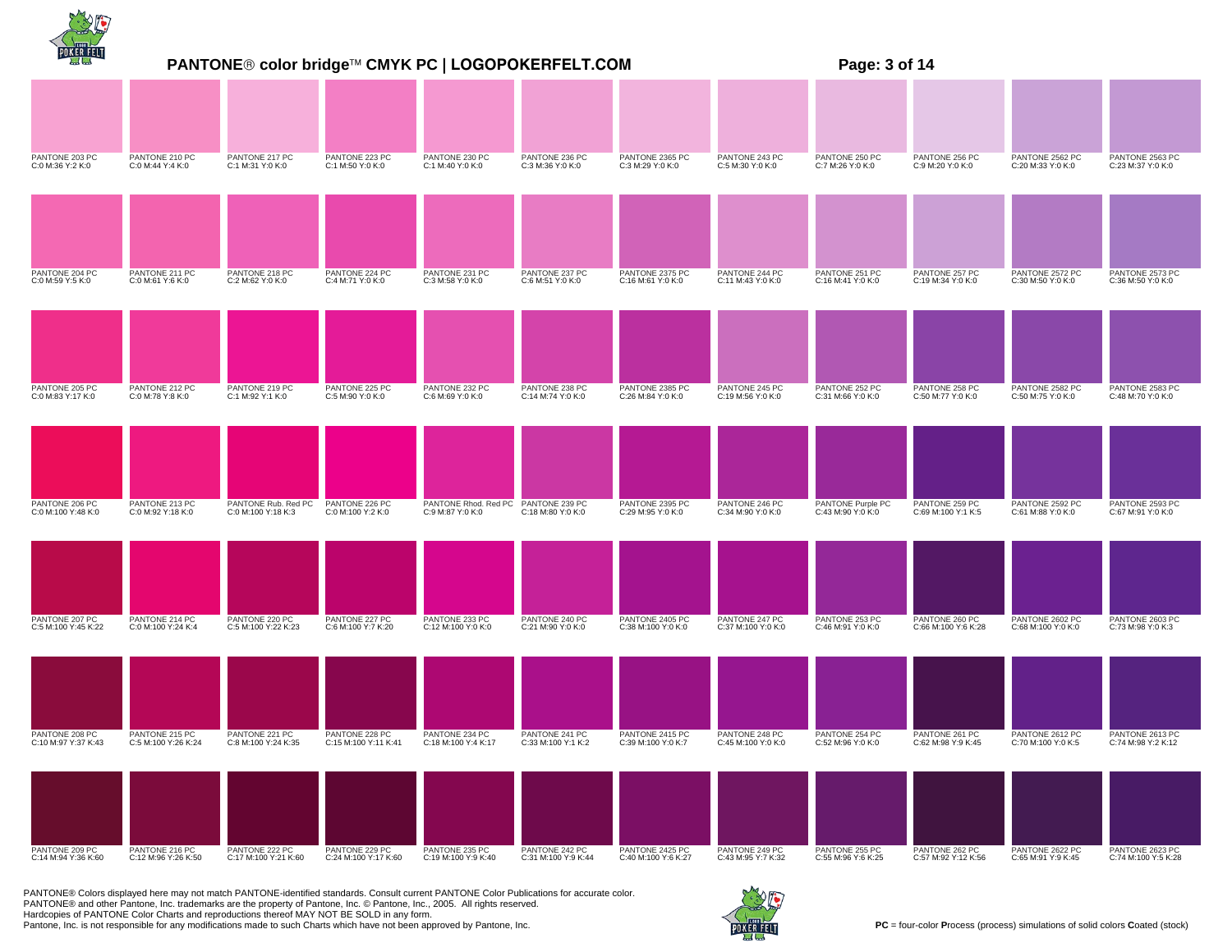# PANTONE® color bridge™ CMYK PC | LOGOPOKERFELT.COM

| | | | | | | | | | | | |
|---|---|---|---|---|---|---|---|---|---|---|---|
| PANTONE 203 PC<br>C:0 M:36 Y:2 K:0 | PANTONE 210 PC<br>C:0 M:44 Y:4 K:0 | PANTONE 217 PC<br>C:1 M:31 Y:0 K:0 | PANTONE 223 PC<br>C:1 M:50 Y:0 K:0 | PANTONE 230 PC<br>C:1 M:40 Y:0 K:0 | PANTONE 236 PC<br>C:3 M:36 Y:0 K:0 | PANTONE 2365 PC<br>C:3 M:29 Y:0 K:0 | PANTONE 243 PC<br>C:5 M:30 Y:0 K:0 | PANTONE 250 PC<br>C:7 M:26 Y:0 K:0 | PANTONE 256 PC<br>C:9 M:20 Y:0 K:0 | PANTONE 2562 PC<br>C:20 M:33 Y:0 K:0 | PANTONE 2563 PC<br>C:23 M:37 Y:0 K:0 |
| PANTONE 204 PC<br>C:0 M:59 Y:5 K:0 | PANTONE 211 PC<br>C:0 M:61 Y:6 K:0 | PANTONE 218 PC<br>C:2 M:62 Y:0 K:0 | PANTONE 224 PC<br>C:4 M:71 Y:0 K:0 | PANTONE 231 PC<br>C:3 M:58 Y:0 K:0 | PANTONE 237 PC<br>C:6 M:51 Y:0 K:0 | PANTONE 2375 PC<br>C:16 M:61 Y:0 K:0 | PANTONE 244 PC<br>C:11 M:43 Y:0 K:0 | PANTONE 251 PC<br>C:16 M:41 Y:0 K:0 | PANTONE 257 PC<br>C:19 M:34 Y:0 K:0 | PANTONE 2572 PC<br>C:30 M:50 Y:0 K:0 | PANTONE 2573 PC<br>C:36 M:50 Y:0 K:0 |
| PANTONE 205 PC<br>C:0 M:83 Y:17 K:0 | PANTONE 212 PC<br>C:0 M:78 Y:8 K:0 | PANTONE 219 PC<br>C:1 M:92 Y:1 K:0 | PANTONE 225 PC<br>C:5 M:90 Y:0 K:0 | PANTONE 232 PC<br>C:6 M:69 Y:0 K:0 | PANTONE 238 PC<br>C:14 M:74 Y:0 K:0 | PANTONE 2385 PC<br>C:26 M:84 Y:0 K:0 | PANTONE 245 PC<br>C:19 M:56 Y:0 K:0 | PANTONE 252 PC<br>C:31 M:66 Y:0 K:0 | PANTONE 258 PC<br>C:50 M:77 Y:0 K:0 | PANTONE 2582 PC<br>C:50 M:75 Y:0 K:0 | PANTONE 2583 PC<br>C:48 M:70 Y:0 K:0 |
| PANTONE 206 PC<br>C:0 M:100 Y:48 K:0 | PANTONE 213 PC<br>C:0 M:92 Y:18 K:0 | PANTONE Rub. Red PC<br>C:0 M:100 Y:18 K:3 | PANTONE 226 PC<br>C:0 M:100 Y:2 K:0 | PANTONE Rhod. Red PC<br>C:9 M:87 Y:0 K:0 | PANTONE 239 PC<br>C:18 M:80 Y:0 K:0 | PANTONE 2395 PC<br>C:29 M:95 Y:0 K:0 | PANTONE 246 PC<br>C:34 M:90 Y:0 K:0 | PANTONE Purple PC<br>C:43 M:90 Y:0 K:0 | PANTONE 259 PC<br>C:69 M:100 Y:1 K:5 | PANTONE 2592 PC<br>C:61 M:88 Y:0 K:0 | PANTONE 2593 PC<br>C:67 M:91 Y:0 K:0 |
| PANTONE 207 PC<br>C:5 M:100 Y:45 K:22 | PANTONE 214 PC<br>C:0 M:100 Y:24 K:4 | PANTONE 220 PC<br>C:5 M:100 Y:22 K:23 | PANTONE 227 PC<br>C:6 M:100 Y:7 K:20 | PANTONE 233 PC<br>C:12 M:100 Y:0 K:0 | PANTONE 240 PC<br>C:21 M:90 Y:0 K:0 | PANTONE 2405 PC<br>C:38 M:100 Y:0 K:0 | PANTONE 247 PC<br>C:37 M:100 Y:0 K:0 | PANTONE 253 PC<br>C:46 M:91 Y:0 K:0 | PANTONE 260 PC<br>C:66 M:100 Y:6 K:28 | PANTONE 2602 PC<br>C:68 M:100 Y:0 K:0 | PANTONE 2603 PC<br>C:73 M:98 Y:0 K:3 |
| PANTONE 208 PC<br>C:10 M:97 Y:37 K:43 | PANTONE 215 PC<br>C:5 M:100 Y:26 K:24 | PANTONE 221 PC<br>C:8 M:100 Y:24 K:35 | PANTONE 228 PC<br>C:15 M:100 Y:11 K:41 | PANTONE 234 PC<br>C:18 M:100 Y:4 K:17 | PANTONE 241 PC<br>C:33 M:100 Y:1 K:2 | PANTONE 2415 PC<br>C:39 M:100 Y:0 K:7 | PANTONE 248 PC<br>C:45 M:100 Y:0 K:0 | PANTONE 254 PC<br>C:52 M:96 Y:0 K:0 | PANTONE 261 PC<br>C:62 M:98 Y:9 K:45 | PANTONE 2612 PC<br>C:70 M:100 Y:0 K:5 | PANTONE 2613 PC<br>C:74 M:98 Y:2 K:12 |
| PANTONE 209 PC<br>C:14 M:94 Y:36 K:60 | PANTONE 216 PC<br>C:12 M:96 Y:26 K:50 | PANTONE 222 PC<br>C:17 M:100 Y:21 K:60 | PANTONE 229 PC<br>C:24 M:100 Y:17 K:60 | PANTONE 235 PC<br>C:19 M:100 Y:9 K:40 | PANTONE 242 PC<br>C:31 M:100 Y:9 K:44 | PANTONE 2425 PC<br>C:40 M:100 Y:6 K:27 | PANTONE 249 PC<br>C:43 M:95 Y:7 K:32 | PANTONE 255 PC<br>C:55 M:96 Y:6 K:25 | PANTONE 262 PC<br>C:57 M:92 Y:12 K:56 | PANTONE 2622 PC<br>C:65 M:91 Y:9 K:45 | PANTONE 2623 PC<br>C:74 M:100 Y:5 K:28 |

PANTONE® Colors displayed here may not match PANTONE-identified standards. Consult current PANTONE Color Publications for accurate color.
PANTONE® and other Pantone, Inc. trademarks are the property of Pantone, Inc. © Pantone, Inc., 2005. All rights reserved.
Hardcopies of PANTONE Color Charts and reproductions thereof MAY NOT BE SOLD in any form.
Pantone, Inc. is not responsible for any modifications made to such Charts which have not been approved by Pantone, Inc.

**PC** = four-color **P**rocess (process) simulations of solid colors **C**oated (stock)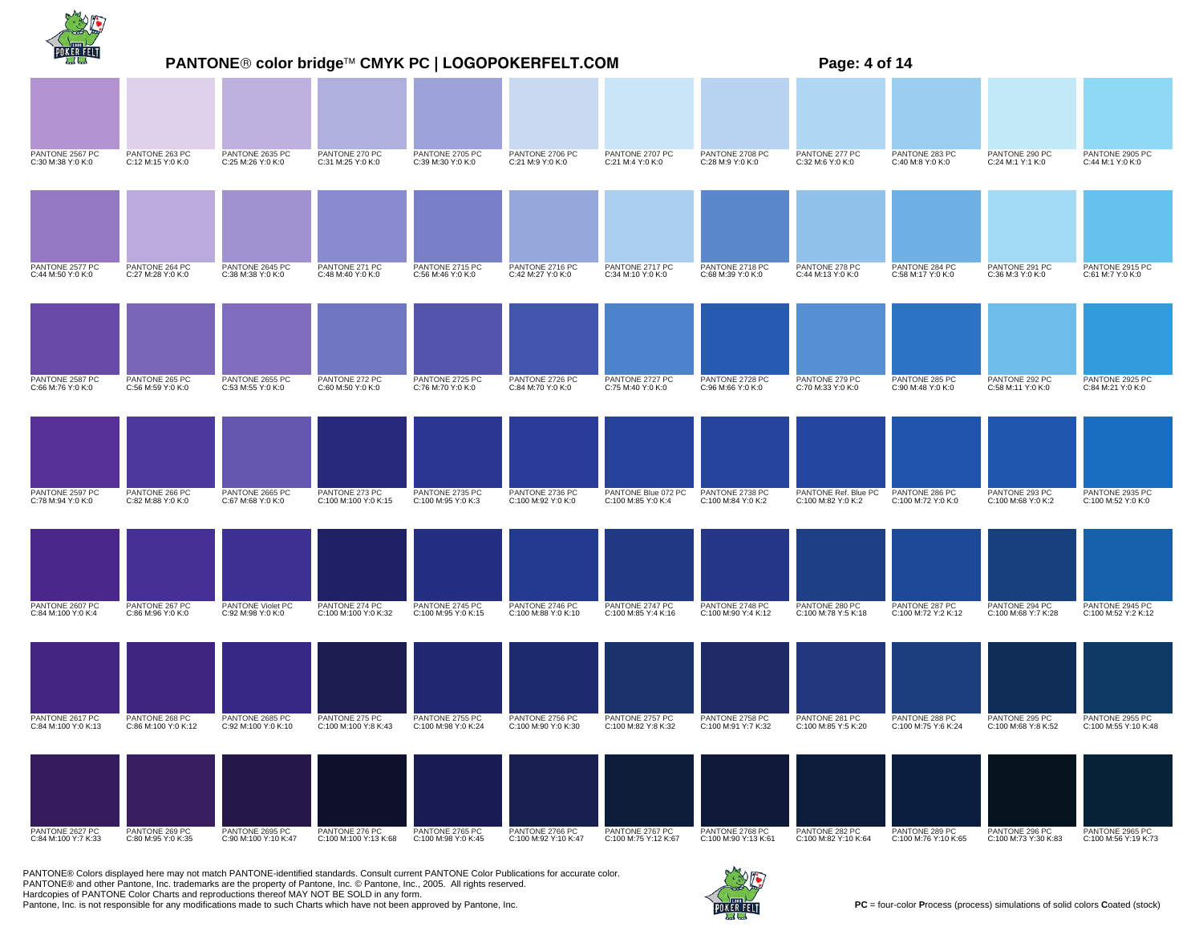# PANTONE® color bridge™ CMYK PC | LOGOPOKERFELT.COM

| | | | | | | | | | | | |
|---|---|---|---|---|---|---|---|---|---|---|---|
| PANTONE 2567 PC<br>C:30 M:38 Y:0 K:0 | PANTONE 263 PC<br>C:12 M:15 Y:0 K:0 | PANTONE 2635 PC<br>C:25 M:26 Y:0 K:0 | PANTONE 270 PC<br>C:31 M:25 Y:0 K:0 | PANTONE 2705 PC<br>C:39 M:30 Y:0 K:0 | PANTONE 2706 PC<br>C:21 M:9 Y:0 K:0 | PANTONE 2707 PC<br>C:21 M:4 Y:0 K:0 | PANTONE 2708 PC<br>C:28 M:9 Y:0 K:0 | PANTONE 277 PC<br>C:32 M:6 Y:0 K:0 | PANTONE 283 PC<br>C:40 M:8 Y:0 K:0 | PANTONE 290 PC<br>C:24 M:1 Y:1 K:0 | PANTONE 2905 PC<br>C:44 M:1 Y:0 K:0 |
| PANTONE 2577 PC<br>C:44 M:50 Y:0 K:0 | PANTONE 264 PC<br>C:27 M:28 Y:0 K:0 | PANTONE 2645 PC<br>C:38 M:38 Y:0 K:0 | PANTONE 271 PC<br>C:48 M:40 Y:0 K:0 | PANTONE 2715 PC<br>C:56 M:46 Y:0 K:0 | PANTONE 2716 PC<br>C:42 M:27 Y:0 K:0 | PANTONE 2717 PC<br>C:34 M:10 Y:0 K:0 | PANTONE 2718 PC<br>C:68 M:39 Y:0 K:0 | PANTONE 278 PC<br>C:44 M:13 Y:0 K:0 | PANTONE 284 PC<br>C:58 M:17 Y:0 K:0 | PANTONE 291 PC<br>C:36 M:3 Y:0 K:0 | PANTONE 2915 PC<br>C:61 M:7 Y:0 K:0 |
| PANTONE 2587 PC<br>C:66 M:76 Y:0 K:0 | PANTONE 265 PC<br>C:56 M:59 Y:0 K:0 | PANTONE 2655 PC<br>C:53 M:55 Y:0 K:0 | PANTONE 272 PC<br>C:60 M:50 Y:0 K:0 | PANTONE 2725 PC<br>C:76 M:70 Y:0 K:0 | PANTONE 2726 PC<br>C:84 M:70 Y:0 K:0 | PANTONE 2727 PC<br>C:75 M:40 Y:0 K:0 | PANTONE 2728 PC<br>C:96 M:66 Y:0 K:0 | PANTONE 279 PC<br>C:70 M:33 Y:0 K:0 | PANTONE 285 PC<br>C:90 M:48 Y:0 K:0 | PANTONE 292 PC<br>C:58 M:11 Y:0 K:0 | PANTONE 2925 PC<br>C:84 M:21 Y:0 K:0 |
| PANTONE 2597 PC<br>C:78 M:94 Y:0 K:0 | PANTONE 266 PC<br>C:82 M:88 Y:0 K:0 | PANTONE 2665 PC<br>C:67 M:68 Y:0 K:0 | PANTONE 273 PC<br>C:100 M:100 Y:0 K:15 | PANTONE 2735 PC<br>C:100 M:95 Y:0 K:3 | PANTONE 2736 PC<br>C:100 M:92 Y:0 K:0 | PANTONE Blue 072 PC<br>C:100 M:85 Y:0 K:4 | PANTONE 2738 PC<br>C:100 M:84 Y:0 K:2 | PANTONE Ref. Blue PC<br>C:100 M:82 Y:0 K:2 | PANTONE 286 PC<br>C:100 M:72 Y:0 K:0 | PANTONE 293 PC<br>C:100 M:68 Y:0 K:2 | PANTONE 2935 PC<br>C:100 M:52 Y:0 K:0 |
| PANTONE 2607 PC<br>C:84 M:100 Y:0 K:4 | PANTONE 267 PC<br>C:86 M:96 Y:0 K:0 | PANTONE Violet PC<br>C:92 M:98 Y:0 K:0 | PANTONE 274 PC<br>C:100 M:100 Y:0 K:32 | PANTONE 2745 PC<br>C:100 M:95 Y:0 K:15 | PANTONE 2746 PC<br>C:100 M:88 Y:0 K:10 | PANTONE 2747 PC<br>C:100 M:85 Y:4 K:16 | PANTONE 2748 PC<br>C:100 M:90 Y:4 K:12 | PANTONE 280 PC<br>C:100 M:78 Y:5 K:18 | PANTONE 287 PC<br>C:100 M:72 Y:2 K:12 | PANTONE 294 PC<br>C:100 M:68 Y:7 K:28 | PANTONE 2945 PC<br>C:100 M:52 Y:2 K:12 |
| PANTONE 2617 PC<br>C:84 M:100 Y:0 K:13 | PANTONE 268 PC<br>C:86 M:100 Y:0 K:12 | PANTONE 2685 PC<br>C:92 M:100 Y:0 K:10 | PANTONE 275 PC<br>C:100 M:100 Y:8 K:43 | PANTONE 2755 PC<br>C:100 M:98 Y:0 K:24 | PANTONE 2756 PC<br>C:100 M:90 Y:0 K:30 | PANTONE 2757 PC<br>C:100 M:82 Y:8 K:32 | PANTONE 2758 PC<br>C:100 M:91 Y:7 K:32 | PANTONE 281 PC<br>C:100 M:85 Y:5 K:20 | PANTONE 288 PC<br>C:100 M:75 Y:6 K:24 | PANTONE 295 PC<br>C:100 M:68 Y:8 K:52 | PANTONE 2955 PC<br>C:100 M:55 Y:10 K:48 |
| PANTONE 2627 PC<br>C:84 M:100 Y:7 K:33 | PANTONE 269 PC<br>C:80 M:95 Y:0 K:35 | PANTONE 2695 PC<br>C:90 M:100 Y:10 K:47 | PANTONE 276 PC<br>C:100 M:100 Y:13 K:68 | PANTONE 2765 PC<br>C:100 M:98 Y:0 K:45 | PANTONE 2766 PC<br>C:100 M:92 Y:10 K:47 | PANTONE 2767 PC<br>C:100 M:75 Y:12 K:67 | PANTONE 2768 PC<br>C:100 M:90 Y:13 K:61 | PANTONE 282 PC<br>C:100 M:82 Y:10 K:64 | PANTONE 289 PC<br>C:100 M:76 Y:10 K:65 | PANTONE 296 PC<br>C:100 M:73 Y:30 K:83 | PANTONE 2965 PC<br>C:100 M:56 Y:19 K:73 |

PANTONE® Colors displayed here may not match PANTONE-identified standards. Consult current PANTONE Color Publications for accurate color.
PANTONE® and other Pantone, Inc. trademarks are the property of Pantone, Inc. © Pantone, Inc., 2005. All rights reserved.
Hardcopies of PANTONE Color Charts and reproductions thereof MAY NOT BE SOLD in any form.
Pantone, Inc. is not responsible for any modifications made to such Charts which have not been approved by Pantone, Inc.

**PC** = four-color **P**rocess (process) simulations of solid colors **C**oated (stock)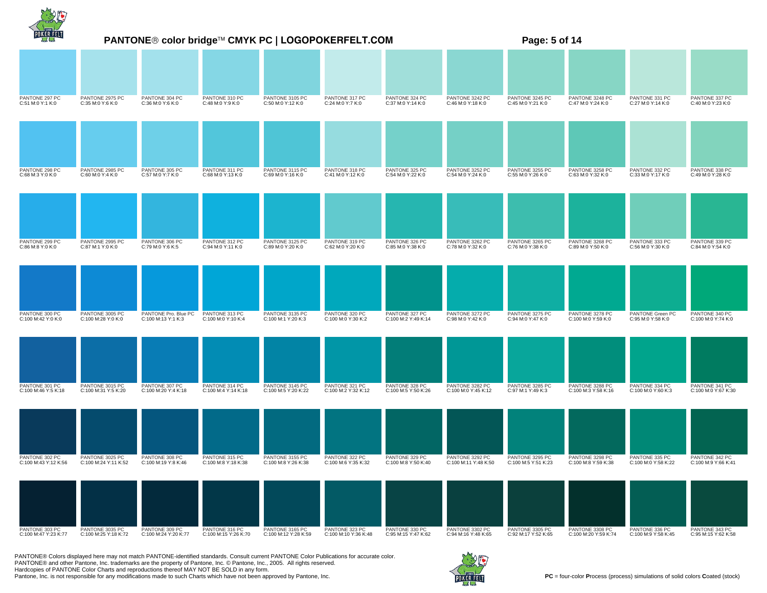# PANTONE® color bridge™ CMYK PC | LOGOPOKERFELT.COM

| | | | | | | | | | | | |
|---|---|---|---|---|---|---|---|---|---|---|---|
| PANTONE 297 PC C:51 M:0 Y:1 K:0 | PANTONE 2975 PC C:35 M:0 Y:6 K:0 | PANTONE 304 PC C:36 M:0 Y:6 K:0 | PANTONE 310 PC C:48 M:0 Y:9 K:0 | PANTONE 3105 PC C:50 M:0 Y:12 K:0 | PANTONE 317 PC C:24 M:0 Y:7 K:0 | PANTONE 324 PC C:37 M:0 Y:14 K:0 | PANTONE 3242 PC C:46 M:0 Y:18 K:0 | PANTONE 3245 PC C:45 M:0 Y:21 K:0 | PANTONE 3248 PC C:47 M:0 Y:24 K:0 | PANTONE 331 PC C:27 M:0 Y:14 K:0 | PANTONE 337 PC C:40 M:0 Y:23 K:0 |
| PANTONE 298 PC C:68 M:3 Y:0 K:0 | PANTONE 2985 PC C:60 M:0 Y:4 K:0 | PANTONE 305 PC C:57 M:0 Y:7 K:0 | PANTONE 311 PC C:68 M:0 Y:13 K:0 | PANTONE 3115 PC C:69 M:0 Y:16 K:0 | PANTONE 318 PC C:41 M:0 Y:12 K:0 | PANTONE 325 PC C:54 M:0 Y:22 K:0 | PANTONE 3252 PC C:54 M:0 Y:24 K:0 | PANTONE 3255 PC C:55 M:0 Y:26 K:0 | PANTONE 3258 PC C:63 M:0 Y:32 K:0 | PANTONE 332 PC C:33 M:0 Y:17 K:0 | PANTONE 338 PC C:49 M:0 Y:28 K:0 |
| PANTONE 299 PC C:86 M:8 Y:0 K:0 | PANTONE 2995 PC C:87 M:1 Y:0 K:0 | PANTONE 306 PC C:79 M:0 Y:6 K:5 | PANTONE 312 PC C:94 M:0 Y:11 K:0 | PANTONE 3125 PC C:89 M:0 Y:20 K:0 | PANTONE 319 PC C:62 M:0 Y:20 K:0 | PANTONE 326 PC C:85 M:0 Y:38 K:0 | PANTONE 3262 PC C:78 M:0 Y:32 K:0 | PANTONE 3265 PC C:76 M:0 Y:38 K:0 | PANTONE 3268 PC C:89 M:0 Y:50 K:0 | PANTONE 333 PC C:56 M:0 Y:30 K:0 | PANTONE 339 PC C:84 M:0 Y:54 K:0 |
| PANTONE 300 PC C:100 M:42 Y:0 K:0 | PANTONE 3005 PC C:100 M:28 Y:0 K:0 | PANTONE Pro. Blue PC C:100 M:13 Y:1 K:3 | PANTONE 313 PC C:100 M:0 Y:10 K:4 | PANTONE 3135 PC C:100 M:1 Y:20 K:3 | PANTONE 320 PC C:100 M:0 Y:30 K:2 | PANTONE 327 PC C:100 M:2 Y:49 K:14 | PANTONE 3272 PC C:98 M:0 Y:42 K:0 | PANTONE 3275 PC C:94 M:0 Y:47 K:0 | PANTONE 3278 PC C:100 M:0 Y:59 K:0 | PANTONE Green PC C:95 M:0 Y:58 K:0 | PANTONE 340 PC C:100 M:0 Y:74 K:0 |
| PANTONE 301 PC C:100 M:46 Y:5 K:18 | PANTONE 3015 PC C:100 M:31 Y:5 K:20 | PANTONE 307 PC C:100 M:20 Y:4 K:18 | PANTONE 314 PC C:100 M:4 Y:14 K:18 | PANTONE 3145 PC C:100 M:5 Y:20 K:22 | PANTONE 321 PC C:100 M:2 Y:32 K:12 | PANTONE 328 PC C:100 M:5 Y:50 K:26 | PANTONE 3282 PC C:100 M:0 Y:45 K:12 | PANTONE 3285 PC C:97 M:1 Y:49 K:3 | PANTONE 3288 PC C:100 M:3 Y:58 K:16 | PANTONE 334 PC C:100 M:0 Y:60 K:3 | PANTONE 341 PC C:100 M:0 Y:67 K:30 |
| PANTONE 302 PC C:100 M:43 Y:12 K:56 | PANTONE 3025 PC C:100 M:24 Y:11 K:52 | PANTONE 308 PC C:100 M:19 Y:8 K:46 | PANTONE 315 PC C:100 M:8 Y:18 K:38 | PANTONE 3155 PC C:100 M:8 Y:26 K:38 | PANTONE 322 PC C:100 M:6 Y:35 K:32 | PANTONE 329 PC C:100 M:8 Y:50 K:40 | PANTONE 3292 PC C:100 M:11 Y:48 K:50 | PANTONE 3295 PC C:100 M:5 Y:51 K:23 | PANTONE 3298 PC C:100 M:8 Y:59 K:38 | PANTONE 335 PC C:100 M:0 Y:58 K:22 | PANTONE 342 PC C:100 M:9 Y:66 K:41 |
| PANTONE 303 PC C:100 M:47 Y:23 K:77 | PANTONE 3035 PC C:100 M:25 Y:18 K:72 | PANTONE 309 PC C:100 M:24 Y:20 K:77 | PANTONE 316 PC C:100 M:15 Y:26 K:70 | PANTONE 3165 PC C:100 M:12 Y:28 K:59 | PANTONE 323 PC C:100 M:10 Y:36 K:48 | PANTONE 330 PC C:95 M:15 Y:47 K:62 | PANTONE 3302 PC C:94 M:16 Y:48 K:65 | PANTONE 3305 PC C:92 M:17 Y:52 K:65 | PANTONE 3308 PC C:100 M:20 Y:59 K:74 | PANTONE 336 PC C:100 M:9 Y:58 K:45 | PANTONE 343 PC C:95 M:15 Y:62 K:58 |

PANTONE® Colors displayed here may not match PANTONE-identified standards. Consult current PANTONE Color Publications for accurate color.
PANTONE® and other Pantone, Inc. trademarks are the property of Pantone, Inc. © Pantone, Inc., 2005. All rights reserved.
Hardcopies of PANTONE Color Charts and reproductions thereof MAY NOT BE SOLD in any form.
Pantone, Inc. is not responsible for any modifications made to such Charts which have not been approved by Pantone, Inc.

**PC** = four-color **P**rocess (process) simulations of solid colors **C**oated (stock)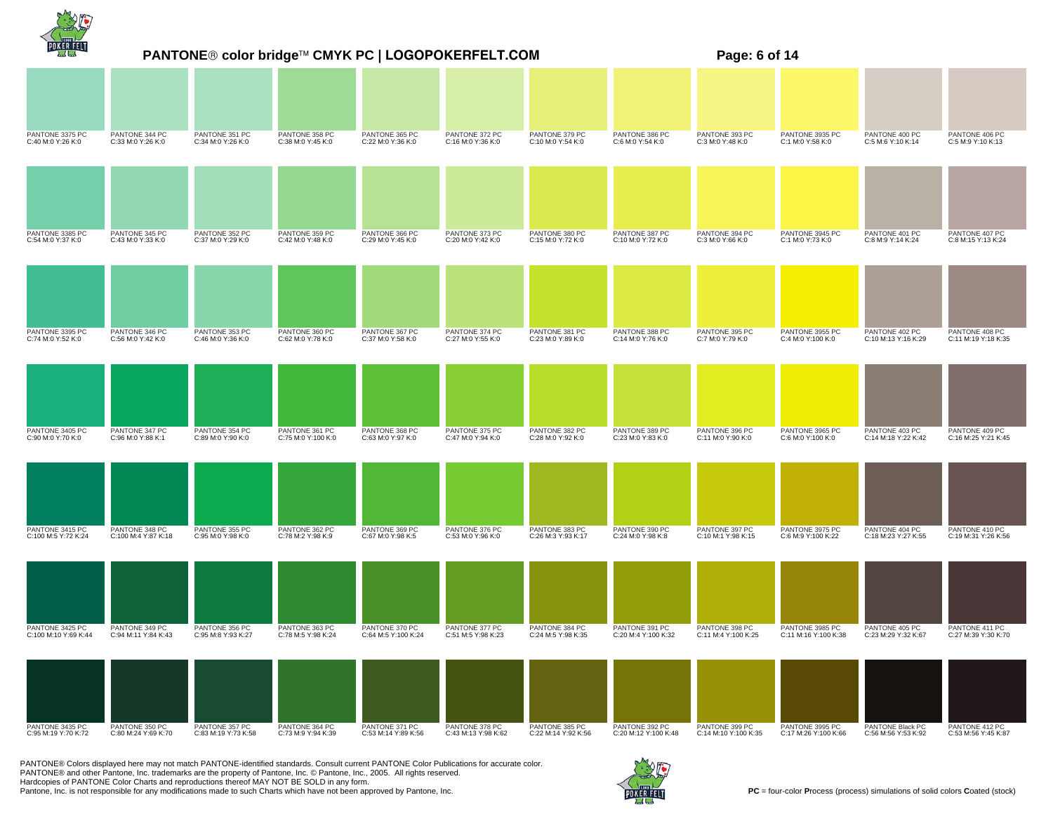## PANTONE® color bridge™ CMYK PC | LOGOPOKERFELT.COM

| | | | | | | | | | | | |
|---|---|---|---|---|---|---|---|---|---|---|---|
| PANTONE 3375 PC<br>C:40 M:0 Y:26 K:0 | PANTONE 344 PC<br>C:33 M:0 Y:26 K:0 | PANTONE 351 PC<br>C:34 M:0 Y:26 K:0 | PANTONE 358 PC<br>C:38 M:0 Y:45 K:0 | PANTONE 365 PC<br>C:22 M:0 Y:36 K:0 | PANTONE 372 PC<br>C:16 M:0 Y:36 K:0 | PANTONE 379 PC<br>C:10 M:0 Y:54 K:0 | PANTONE 386 PC<br>C:6 M:0 Y:54 K:0 | PANTONE 393 PC<br>C:3 M:0 Y:48 K:0 | PANTONE 3935 PC<br>C:1 M:0 Y:58 K:0 | PANTONE 400 PC<br>C:5 M:6 Y:10 K:14 | PANTONE 406 PC<br>C:5 M:9 Y:10 K:13 |
| PANTONE 3385 PC<br>C:54 M:0 Y:37 K:0 | PANTONE 345 PC<br>C:43 M:0 Y:33 K:0 | PANTONE 352 PC<br>C:37 M:0 Y:29 K:0 | PANTONE 359 PC<br>C:42 M:0 Y:48 K:0 | PANTONE 366 PC<br>C:29 M:0 Y:45 K:0 | PANTONE 373 PC<br>C:20 M:0 Y:42 K:0 | PANTONE 380 PC<br>C:15 M:0 Y:72 K:0 | PANTONE 387 PC<br>C:10 M:0 Y:72 K:0 | PANTONE 394 PC<br>C:3 M:0 Y:66 K:0 | PANTONE 3945 PC<br>C:1 M:0 Y:73 K:0 | PANTONE 401 PC<br>C:8 M:9 Y:14 K:24 | PANTONE 407 PC<br>C:8 M:15 Y:13 K:24 |
| PANTONE 3395 PC<br>C:74 M:0 Y:52 K:0 | PANTONE 346 PC<br>C:56 M:0 Y:42 K:0 | PANTONE 353 PC<br>C:46 M:0 Y:36 K:0 | PANTONE 360 PC<br>C:62 M:0 Y:78 K:0 | PANTONE 367 PC<br>C:37 M:0 Y:58 K:0 | PANTONE 374 PC<br>C:27 M:0 Y:55 K:0 | PANTONE 381 PC<br>C:23 M:0 Y:89 K:0 | PANTONE 388 PC<br>C:14 M:0 Y:76 K:0 | PANTONE 395 PC<br>C:7 M:0 Y:79 K:0 | PANTONE 3955 PC<br>C:4 M:0 Y:100 K:0 | PANTONE 402 PC<br>C:10 M:13 Y:16 K:29 | PANTONE 408 PC<br>C:11 M:19 Y:18 K:35 |
| PANTONE 3405 PC<br>C:90 M:0 Y:70 K:0 | PANTONE 347 PC<br>C:96 M:0 Y:88 K:1 | PANTONE 354 PC<br>C:89 M:0 Y:90 K:0 | PANTONE 361 PC<br>C:75 M:0 Y:100 K:0 | PANTONE 368 PC<br>C:63 M:0 Y:97 K:0 | PANTONE 375 PC<br>C:47 M:0 Y:94 K:0 | PANTONE 382 PC<br>C:28 M:0 Y:92 K:0 | PANTONE 389 PC<br>C:23 M:0 Y:83 K:0 | PANTONE 396 PC<br>C:11 M:0 Y:90 K:0 | PANTONE 3965 PC<br>C:6 M:0 Y:100 K:0 | PANTONE 403 PC<br>C:14 M:18 Y:22 K:42 | PANTONE 409 PC<br>C:16 M:25 Y:21 K:45 |
| PANTONE 3415 PC<br>C:100 M:5 Y:72 K:24 | PANTONE 348 PC<br>C:100 M:4 Y:87 K:18 | PANTONE 355 PC<br>C:95 M:0 Y:98 K:0 | PANTONE 362 PC<br>C:78 M:2 Y:98 K:9 | PANTONE 369 PC<br>C:67 M:0 Y:98 K:5 | PANTONE 376 PC<br>C:53 M:0 Y:96 K:0 | PANTONE 383 PC<br>C:26 M:3 Y:93 K:17 | PANTONE 390 PC<br>C:24 M:0 Y:98 K:8 | PANTONE 397 PC<br>C:10 M:1 Y:98 K:15 | PANTONE 3975 PC<br>C:6 M:9 Y:100 K:22 | PANTONE 404 PC<br>C:18 M:23 Y:27 K:55 | PANTONE 410 PC<br>C:19 M:31 Y:26 K:56 |
| PANTONE 3425 PC<br>C:100 M:10 Y:69 K:44 | PANTONE 349 PC<br>C:94 M:11 Y:84 K:43 | PANTONE 356 PC<br>C:95 M:8 Y:93 K:27 | PANTONE 363 PC<br>C:78 M:5 Y:98 K:24 | PANTONE 370 PC<br>C:64 M:5 Y:100 K:24 | PANTONE 377 PC<br>C:51 M:5 Y:98 K:23 | PANTONE 384 PC<br>C:24 M:5 Y:98 K:35 | PANTONE 391 PC<br>C:20 M:4 Y:100 K:32 | PANTONE 398 PC<br>C:11 M:4 Y:100 K:25 | PANTONE 3985 PC<br>C:11 M:16 Y:100 K:38 | PANTONE 405 PC<br>C:23 M:29 Y:32 K:67 | PANTONE 411 PC<br>C:27 M:39 Y:30 K:70 |
| PANTONE 3435 PC<br>C:95 M:19 Y:70 K:72 | PANTONE 350 PC<br>C:80 M:24 Y:69 K:70 | PANTONE 357 PC<br>C:83 M:19 Y:73 K:58 | PANTONE 364 PC<br>C:73 M:9 Y:94 K:39 | PANTONE 371 PC<br>C:53 M:14 Y:89 K:56 | PANTONE 378 PC<br>C:43 M:13 Y:98 K:62 | PANTONE 385 PC<br>C:22 M:14 Y:92 K:56 | PANTONE 392 PC<br>C:20 M:12 Y:100 K:48 | PANTONE 399 PC<br>C:14 M:10 Y:100 K:35 | PANTONE 3995 PC<br>C:17 M:26 Y:100 K:66 | PANTONE Black PC<br>C:56 M:56 Y:53 K:92 | PANTONE 412 PC<br>C:53 M:56 Y:45 K:87 |

PANTONE® Colors displayed here may not match PANTONE-identified standards. Consult current PANTONE Color Publications for accurate color.
PANTONE® and other Pantone, Inc. trademarks are the property of Pantone, Inc. © Pantone, Inc., 2005. All rights reserved.
Hardcopies of PANTONE Color Charts and reproductions thereof MAY NOT BE SOLD in any form.
Pantone, Inc. is not responsible for any modifications made to such Charts which have not been approved by Pantone, Inc.

**PC** = four-color **P**rocess (process) simulations of solid colors **C**oated (stock)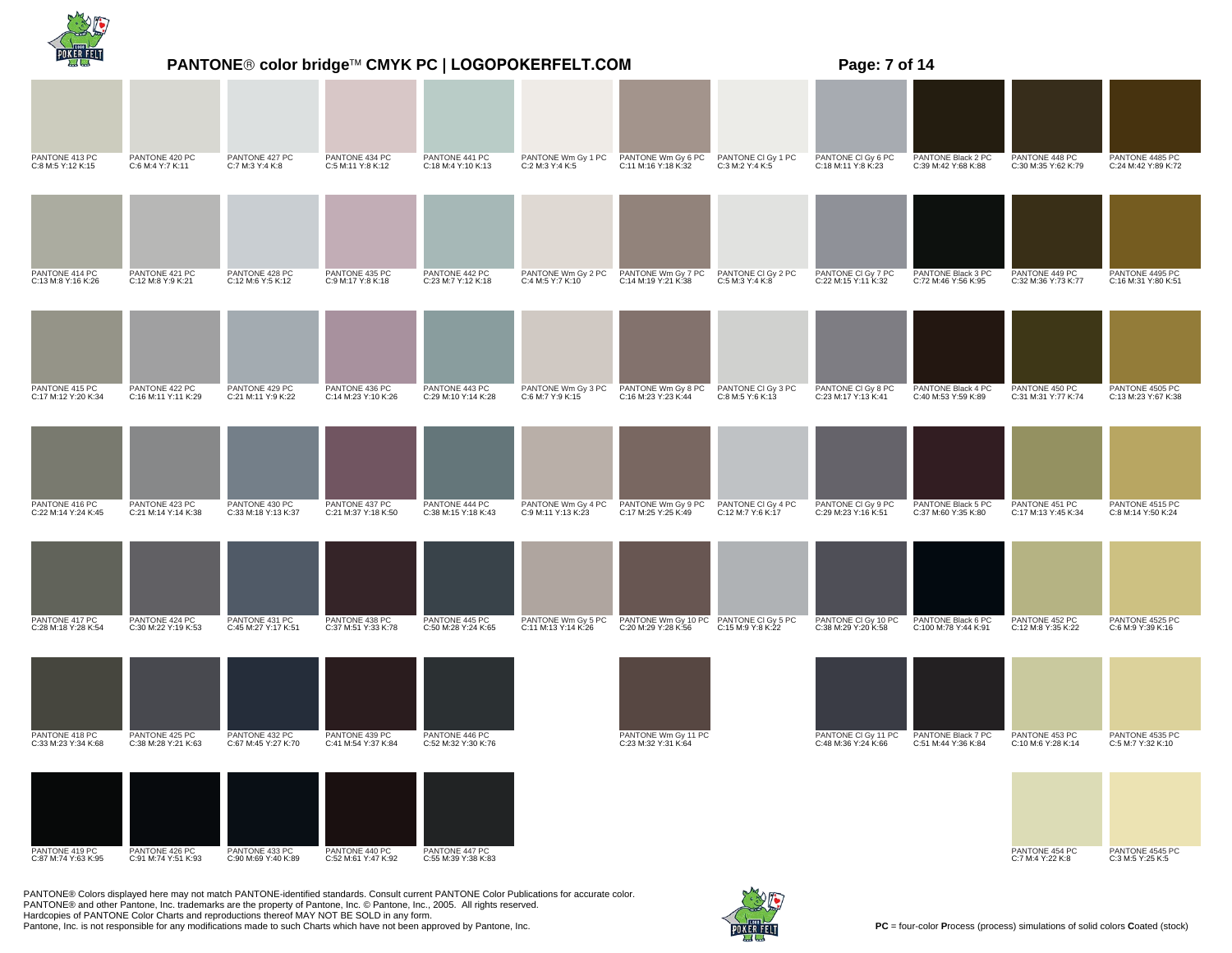## PANTONE® color bridge™ CMYK PC | LOGOPOKERFELT.COM

| | | | | | | | | | | | |
|---|---|---|---|---|---|---|---|---|---|---|---|
| PANTONE 413 PC<br>C:8 M:5 Y:12 K:15 | PANTONE 420 PC<br>C:6 M:4 Y:7 K:11 | PANTONE 427 PC<br>C:7 M:3 Y:4 K:8 | PANTONE 434 PC<br>C:5 M:11 Y:8 K:12 | PANTONE 441 PC<br>C:18 M:4 Y:10 K:13 | PANTONE Wm Gy 1 PC<br>C:2 M:3 Y:4 K:5 | PANTONE Wm Gy 6 PC<br>C:11 M:16 Y:18 K:32 | PANTONE Cl Gy 1 PC<br>C:3 M:2 Y:4 K:5 | PANTONE Cl Gy 6 PC<br>C:18 M:11 Y:8 K:23 | PANTONE Black 2 PC<br>C:39 M:42 Y:68 K:88 | PANTONE 448 PC<br>C:30 M:35 Y:62 K:79 | PANTONE 4485 PC<br>C:24 M:42 Y:89 K:72 |
| PANTONE 414 PC<br>C:13 M:8 Y:16 K:26 | PANTONE 421 PC<br>C:12 M:8 Y:9 K:21 | PANTONE 428 PC<br>C:12 M:6 Y:5 K:12 | PANTONE 435 PC<br>C:9 M:17 Y:8 K:18 | PANTONE 442 PC<br>C:23 M:7 Y:12 K:18 | PANTONE Wm Gy 2 PC<br>C:4 M:5 Y:7 K:10 | PANTONE Wm Gy 7 PC<br>C:14 M:19 Y:21 K:38 | PANTONE Cl Gy 2 PC<br>C:5 M:3 Y:4 K:8 | PANTONE Cl Gy 7 PC<br>C:22 M:15 Y:11 K:32 | PANTONE Black 3 PC<br>C:72 M:46 Y:56 K:95 | PANTONE 449 PC<br>C:32 M:36 Y:73 K:77 | PANTONE 4495 PC<br>C:16 M:31 Y:80 K:51 |
| PANTONE 415 PC<br>C:17 M:12 Y:20 K:34 | PANTONE 422 PC<br>C:16 M:11 Y:11 K:29 | PANTONE 429 PC<br>C:21 M:11 Y:9 K:22 | PANTONE 436 PC<br>C:14 M:23 Y:10 K:26 | PANTONE 443 PC<br>C:29 M:10 Y:14 K:28 | PANTONE Wm Gy 3 PC<br>C:6 M:7 Y:9 K:15 | PANTONE Wm Gy 8 PC<br>C:16 M:23 Y:23 K:44 | PANTONE Cl Gy 3 PC<br>C:8 M:5 Y:6 K:13 | PANTONE Cl Gy 8 PC<br>C:23 M:17 Y:13 K:41 | PANTONE Black 4 PC<br>C:40 M:53 Y:59 K:89 | PANTONE 450 PC<br>C:31 M:31 Y:77 K:74 | PANTONE 4505 PC<br>C:13 M:23 Y:67 K:38 |
| PANTONE 416 PC<br>C:22 M:14 Y:24 K:45 | PANTONE 423 PC<br>C:21 M:14 Y:14 K:38 | PANTONE 430 PC<br>C:33 M:18 Y:13 K:37 | PANTONE 437 PC<br>C:21 M:37 Y:18 K:50 | PANTONE 444 PC<br>C:38 M:15 Y:18 K:43 | PANTONE Wm Gy 4 PC<br>C:9 M:11 Y:13 K:23 | PANTONE Wm Gy 9 PC<br>C:17 M:25 Y:25 K:49 | PANTONE Cl Gy 4 PC<br>C:12 M:7 Y:6 K:17 | PANTONE Cl Gy 9 PC<br>C:29 M:23 Y:16 K:51 | PANTONE Black 5 PC<br>C:37 M:60 Y:35 K:80 | PANTONE 451 PC<br>C:17 M:13 Y:45 K:34 | PANTONE 4515 PC<br>C:8 M:14 Y:50 K:24 |
| PANTONE 417 PC<br>C:28 M:18 Y:28 K:54 | PANTONE 424 PC<br>C:30 M:22 Y:19 K:53 | PANTONE 431 PC<br>C:45 M:27 Y:17 K:51 | PANTONE 438 PC<br>C:37 M:51 Y:33 K:78 | PANTONE 445 PC<br>C:50 M:28 Y:24 K:65 | PANTONE Wm Gy 5 PC<br>C:11 M:13 Y:14 K:26 | PANTONE Wm Gy 10 PC<br>C:20 M:29 Y:28 K:56 | PANTONE Cl Gy 5 PC<br>C:15 M:9 Y:8 K:22 | PANTONE Cl Gy 10 PC<br>C:38 M:29 Y:20 K:58 | PANTONE Black 6 PC<br>C:100 M:78 Y:44 K:91 | PANTONE 452 PC<br>C:12 M:8 Y:35 K:22 | PANTONE 4525 PC<br>C:6 M:9 Y:39 K:16 |
| PANTONE 418 PC<br>C:33 M:23 Y:34 K:68 | PANTONE 425 PC<br>C:38 M:28 Y:21 K:63 | PANTONE 432 PC<br>C:67 M:45 Y:27 K:70 | PANTONE 439 PC<br>C:41 M:54 Y:37 K:84 | PANTONE 446 PC<br>C:52 M:32 Y:30 K:76 | | PANTONE Wm Gy 11 PC<br>C:23 M:32 Y:31 K:64 | | PANTONE Cl Gy 11 PC<br>C:48 M:36 Y:24 K:66 | PANTONE Black 7 PC<br>C:51 M:44 Y:36 K:84 | PANTONE 453 PC<br>C:10 M:6 Y:28 K:14 | PANTONE 4535 PC<br>C:5 M:7 Y:32 K:10 |
| PANTONE 419 PC<br>C:87 M:74 Y:63 K:95 | PANTONE 426 PC<br>C:91 M:74 Y:51 K:93 | PANTONE 433 PC<br>C:90 M:69 Y:40 K:89 | PANTONE 440 PC<br>C:52 M:61 Y:47 K:92 | PANTONE 447 PC<br>C:55 M:39 Y:38 K:83 | | | | | | PANTONE 454 PC<br>C:7 M:4 Y:22 K:8 | PANTONE 4545 PC<br>C:3 M:5 Y:25 K:5 |

PANTONE® Colors displayed here may not match PANTONE-identified standards. Consult current PANTONE Color Publications for accurate color.
PANTONE® and other Pantone, Inc. trademarks are the property of Pantone, Inc. © Pantone, Inc., 2005. All rights reserved.
Hardcopies of PANTONE Color Charts and reproductions thereof MAY NOT BE SOLD in any form.
Pantone, Inc. is not responsible for any modifications made to such Charts which have not been approved by Pantone, Inc.

**PC** = four-color **P**rocess (process) simulations of solid colors **C**oated (stock)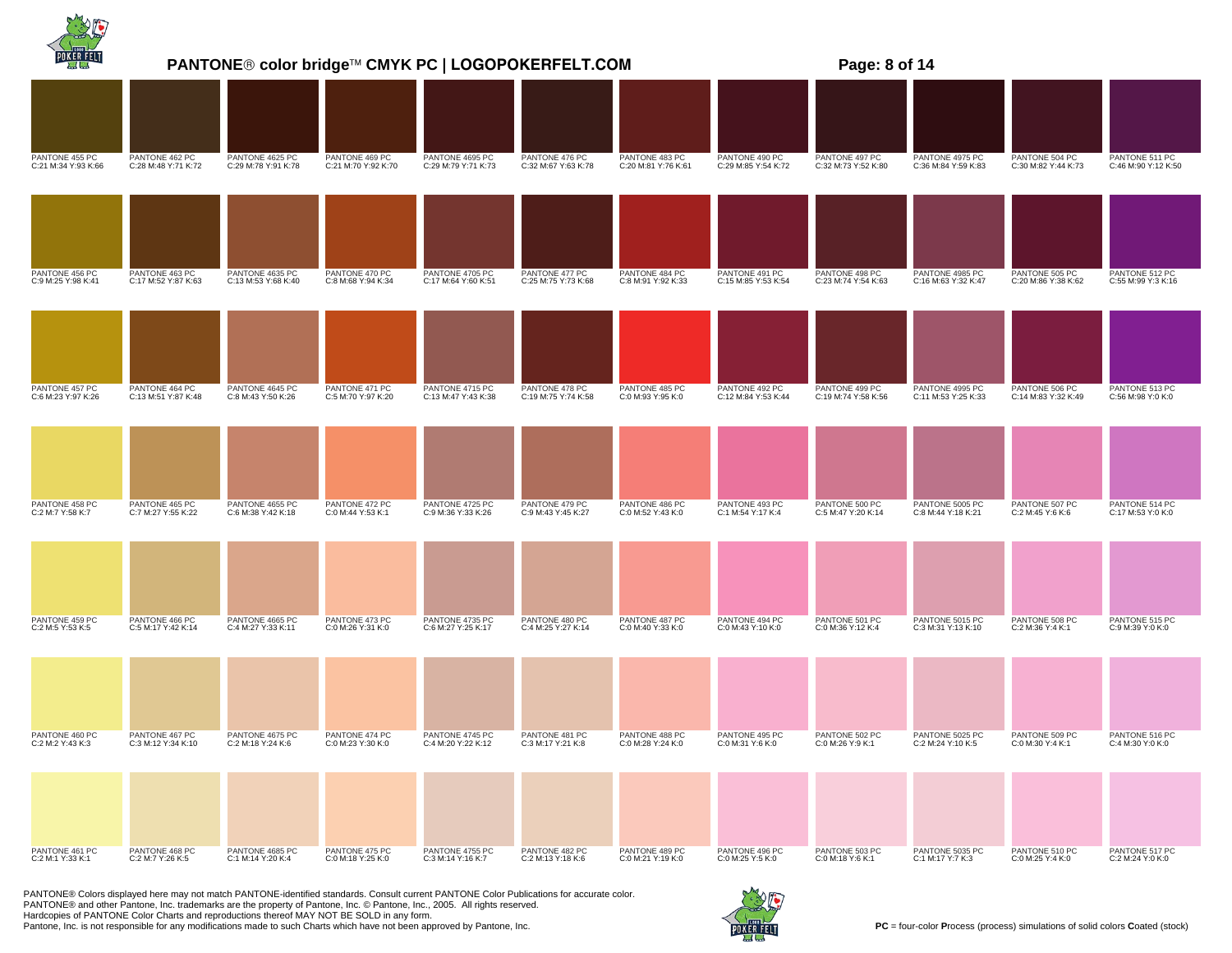# PANTONE® color bridge™ CMYK PC | LOGOPOKERFELT.COM

| | | | | | | | | | | | |
|---|---|---|---|---|---|---|---|---|---|---|---|
| PANTONE 455 PC<br>C:21 M:34 Y:93 K:66 | PANTONE 462 PC<br>C:28 M:48 Y:71 K:72 | PANTONE 4625 PC<br>C:29 M:78 Y:91 K:78 | PANTONE 469 PC<br>C:21 M:70 Y:92 K:70 | PANTONE 4695 PC<br>C:29 M:79 Y:71 K:73 | PANTONE 476 PC<br>C:32 M:67 Y:63 K:78 | PANTONE 483 PC<br>C:20 M:81 Y:76 K:61 | PANTONE 490 PC<br>C:29 M:85 Y:54 K:72 | PANTONE 497 PC<br>C:32 M:73 Y:52 K:80 | PANTONE 4975 PC<br>C:36 M:84 Y:59 K:83 | PANTONE 504 PC<br>C:30 M:82 Y:44 K:73 | PANTONE 511 PC<br>C:46 M:90 Y:12 K:50 |
| PANTONE 456 PC<br>C:9 M:25 Y:98 K:41 | PANTONE 463 PC<br>C:17 M:52 Y:87 K:63 | PANTONE 4635 PC<br>C:13 M:53 Y:68 K:40 | PANTONE 470 PC<br>C:8 M:68 Y:94 K:34 | PANTONE 4705 PC<br>C:17 M:64 Y:60 K:51 | PANTONE 477 PC<br>C:25 M:75 Y:73 K:68 | PANTONE 484 PC<br>C:8 M:91 Y:92 K:33 | PANTONE 491 PC<br>C:15 M:85 Y:53 K:54 | PANTONE 498 PC<br>C:23 M:74 Y:54 K:63 | PANTONE 4985 PC<br>C:16 M:63 Y:32 K:47 | PANTONE 505 PC<br>C:20 M:86 Y:38 K:62 | PANTONE 512 PC<br>C:55 M:99 Y:3 K:16 |
| PANTONE 457 PC<br>C:6 M:23 Y:97 K:26 | PANTONE 464 PC<br>C:13 M:51 Y:87 K:48 | PANTONE 4645 PC<br>C:8 M:43 Y:50 K:26 | PANTONE 471 PC<br>C:5 M:70 Y:97 K:20 | PANTONE 4715 PC<br>C:13 M:47 Y:43 K:38 | PANTONE 478 PC<br>C:19 M:75 Y:74 K:58 | PANTONE 485 PC<br>C:0 M:93 Y:95 K:0 | PANTONE 492 PC<br>C:12 M:84 Y:53 K:44 | PANTONE 499 PC<br>C:19 M:74 Y:58 K:56 | PANTONE 4995 PC<br>C:11 M:53 Y:25 K:33 | PANTONE 506 PC<br>C:14 M:83 Y:32 K:49 | PANTONE 513 PC<br>C:56 M:98 Y:0 K:0 |
| PANTONE 458 PC<br>C:2 M:7 Y:58 K:7 | PANTONE 465 PC<br>C:7 M:27 Y:55 K:22 | PANTONE 4655 PC<br>C:6 M:38 Y:42 K:18 | PANTONE 472 PC<br>C:0 M:44 Y:53 K:1 | PANTONE 4725 PC<br>C:9 M:36 Y:33 K:26 | PANTONE 479 PC<br>C:9 M:43 Y:45 K:27 | PANTONE 486 PC<br>C:0 M:52 Y:43 K:0 | PANTONE 493 PC<br>C:1 M:54 Y:17 K:4 | PANTONE 500 PC<br>C:5 M:47 Y:20 K:14 | PANTONE 5005 PC<br>C:8 M:44 Y:18 K:21 | PANTONE 507 PC<br>C:2 M:45 Y:6 K:6 | PANTONE 514 PC<br>C:17 M:53 Y:0 K:0 |
| PANTONE 459 PC<br>C:2 M:5 Y:53 K:5 | PANTONE 466 PC<br>C:5 M:17 Y:42 K:14 | PANTONE 4665 PC<br>C:4 M:27 Y:33 K:11 | PANTONE 473 PC<br>C:0 M:26 Y:31 K:0 | PANTONE 4735 PC<br>C:6 M:27 Y:25 K:17 | PANTONE 480 PC<br>C:4 M:25 Y:27 K:14 | PANTONE 487 PC<br>C:0 M:40 Y:33 K:0 | PANTONE 494 PC<br>C:0 M:43 Y:10 K:0 | PANTONE 501 PC<br>C:0 M:36 Y:12 K:4 | PANTONE 5015 PC<br>C:3 M:31 Y:13 K:10 | PANTONE 508 PC<br>C:2 M:36 Y:4 K:1 | PANTONE 515 PC<br>C:9 M:39 Y:0 K:0 |
| PANTONE 460 PC<br>C:2 M:2 Y:43 K:3 | PANTONE 467 PC<br>C:3 M:12 Y:34 K:10 | PANTONE 4675 PC<br>C:2 M:18 Y:24 K:6 | PANTONE 474 PC<br>C:0 M:23 Y:30 K:0 | PANTONE 4745 PC<br>C:4 M:20 Y:22 K:12 | PANTONE 481 PC<br>C:3 M:17 Y:21 K:8 | PANTONE 488 PC<br>C:0 M:28 Y:24 K:0 | PANTONE 495 PC<br>C:0 M:31 Y:6 K:0 | PANTONE 502 PC<br>C:0 M:26 Y:9 K:1 | PANTONE 5025 PC<br>C:2 M:24 Y:10 K:5 | PANTONE 509 PC<br>C:0 M:30 Y:4 K:1 | PANTONE 516 PC<br>C:4 M:30 Y:0 K:0 |
| PANTONE 461 PC<br>C:2 M:1 Y:33 K:1 | PANTONE 468 PC<br>C:2 M:7 Y:26 K:5 | PANTONE 4685 PC<br>C:1 M:14 Y:20 K:4 | PANTONE 475 PC<br>C:0 M:18 Y:25 K:0 | PANTONE 4755 PC<br>C:3 M:14 Y:16 K:7 | PANTONE 482 PC<br>C:2 M:13 Y:18 K:6 | PANTONE 489 PC<br>C:0 M:21 Y:19 K:0 | PANTONE 496 PC<br>C:0 M:25 Y:5 K:0 | PANTONE 503 PC<br>C:0 M:18 Y:6 K:1 | PANTONE 5035 PC<br>C:1 M:17 Y:7 K:3 | PANTONE 510 PC<br>C:0 M:25 Y:4 K:0 | PANTONE 517 PC<br>C:2 M:24 Y:0 K:0 |

PANTONE® Colors displayed here may not match PANTONE-identified standards. Consult current PANTONE Color Publications for accurate color.
PANTONE® and other Pantone, Inc. trademarks are the property of Pantone, Inc. © Pantone, Inc., 2005. All rights reserved.
Hardcopies of PANTONE Color Charts and reproductions thereof MAY NOT BE SOLD in any form.
Pantone, Inc. is not responsible for any modifications made to such Charts which have not been approved by Pantone, Inc.

**PC** = four-color **P**rocess (process) simulations of solid colors **C**oated (stock)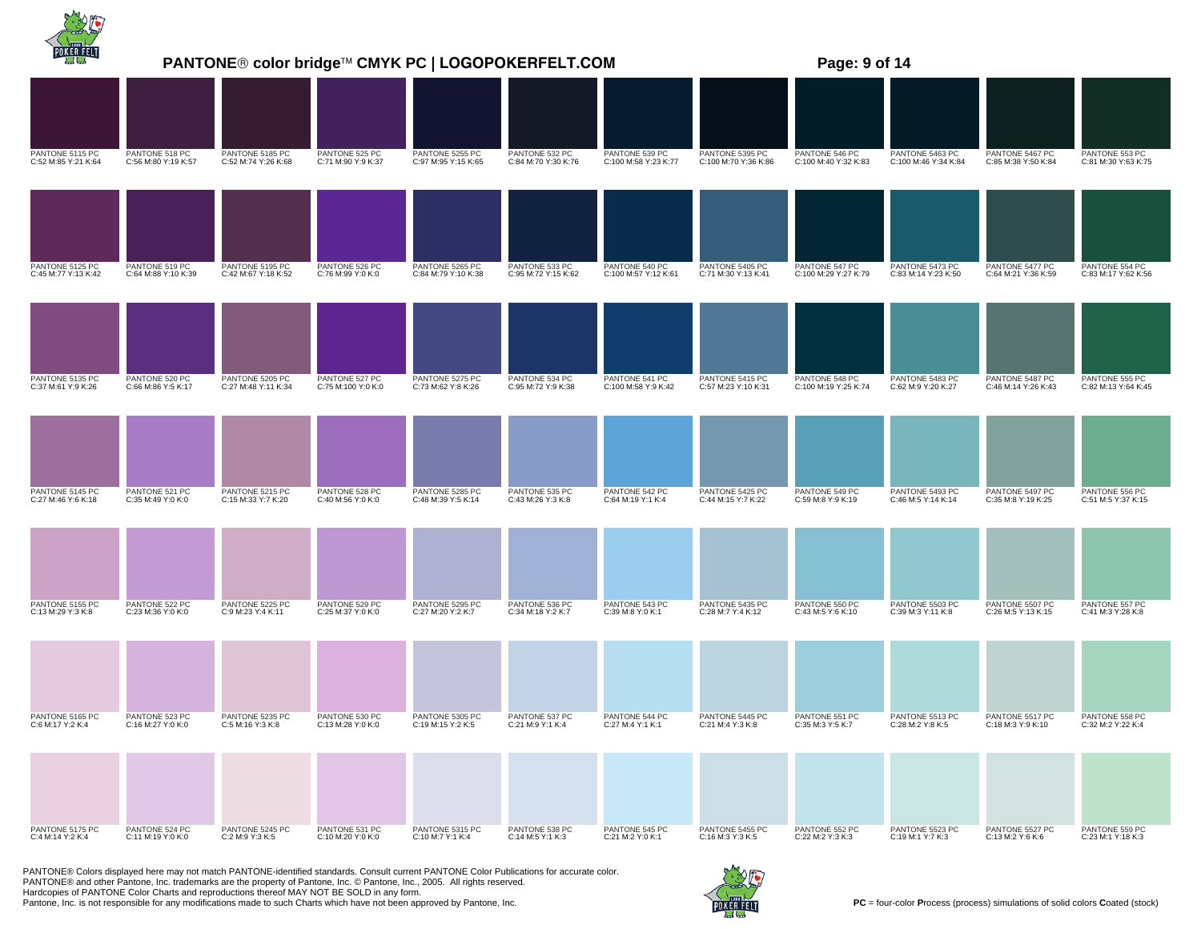## PANTONE® color bridge™ CMYK PC | LOGOPOKERFELT.COM

| | | | | | | | | | | | |
|---|---|---|---|---|---|---|---|---|---|---|---|
| PANTONE 5115 PC<br>C:52 M:85 Y:21 K:64 | PANTONE 518 PC<br>C:56 M:80 Y:19 K:57 | PANTONE 5185 PC<br>C:52 M:74 Y:26 K:68 | PANTONE 525 PC<br>C:71 M:90 Y:9 K:37 | PANTONE 5255 PC<br>C:97 M:95 Y:15 K:65 | PANTONE 532 PC<br>C:84 M:70 Y:30 K:76 | PANTONE 539 PC<br>C:100 M:58 Y:23 K:77 | PANTONE 5395 PC<br>C:100 M:70 Y:36 K:86 | PANTONE 546 PC<br>C:100 M:40 Y:32 K:83 | PANTONE 5463 PC<br>C:100 M:46 Y:34 K:84 | PANTONE 5467 PC<br>C:85 M:38 Y:50 K:84 | PANTONE 553 PC<br>C:81 M:30 Y:63 K:75 |
| PANTONE 5125 PC<br>C:45 M:77 Y:13 K:42 | PANTONE 519 PC<br>C:64 M:88 Y:10 K:39 | PANTONE 5195 PC<br>C:42 M:67 Y:18 K:52 | PANTONE 526 PC<br>C:76 M:99 Y:0 K:0 | PANTONE 5265 PC<br>C:84 M:79 Y:10 K:38 | PANTONE 533 PC<br>C:95 M:72 Y:15 K:62 | PANTONE 540 PC<br>C:100 M:57 Y:12 K:61 | PANTONE 5405 PC<br>C:71 M:30 Y:13 K:41 | PANTONE 547 PC<br>C:100 M:29 Y:27 K:79 | PANTONE 5473 PC<br>C:83 M:14 Y:23 K:50 | PANTONE 5477 PC<br>C:64 M:21 Y:36 K:59 | PANTONE 554 PC<br>C:83 M:17 Y:62 K:56 |
| PANTONE 5135 PC<br>C:37 M:61 Y:9 K:26 | PANTONE 520 PC<br>C:66 M:86 Y:5 K:17 | PANTONE 5205 PC<br>C:27 M:48 Y:11 K:34 | PANTONE 527 PC<br>C:75 M:100 Y:0 K:0 | PANTONE 5275 PC<br>C:73 M:62 Y:8 K:26 | PANTONE 534 PC<br>C:95 M:72 Y:9 K:38 | PANTONE 541 PC<br>C:100 M:58 Y:9 K:42 | PANTONE 5415 PC<br>C:57 M:23 Y:10 K:31 | PANTONE 548 PC<br>C:100 M:19 Y:25 K:74 | PANTONE 5483 PC<br>C:62 M:9 Y:20 K:27 | PANTONE 5487 PC<br>C:46 M:14 Y:26 K:43 | PANTONE 555 PC<br>C:82 M:13 Y:64 K:45 |
| PANTONE 5145 PC<br>C:27 M:46 Y:6 K:18 | PANTONE 521 PC<br>C:35 M:49 Y:0 K:0 | PANTONE 5215 PC<br>C:15 M:33 Y:7 K:20 | PANTONE 528 PC<br>C:40 M:56 Y:0 K:0 | PANTONE 5285 PC<br>C:48 M:39 Y:5 K:14 | PANTONE 535 PC<br>C:43 M:26 Y:3 K:8 | PANTONE 542 PC<br>C:64 M:19 Y:1 K:4 | PANTONE 5425 PC<br>C:44 M:15 Y:7 K:22 | PANTONE 549 PC<br>C:59 M:8 Y:9 K:19 | PANTONE 5493 PC<br>C:46 M:5 Y:14 K:14 | PANTONE 5497 PC<br>C:35 M:8 Y:19 K:25 | PANTONE 556 PC<br>C:51 M:5 Y:37 K:15 |
| PANTONE 5155 PC<br>C:13 M:29 Y:3 K:8 | PANTONE 522 PC<br>C:23 M:36 Y:0 K:0 | PANTONE 5225 PC<br>C:9 M:23 Y:4 K:11 | PANTONE 529 PC<br>C:25 M:37 Y:0 K:0 | PANTONE 5295 PC<br>C:27 M:20 Y:2 K:7 | PANTONE 536 PC<br>C:34 M:18 Y:2 K:7 | PANTONE 543 PC<br>C:39 M:8 Y:0 K:1 | PANTONE 5435 PC<br>C:28 M:7 Y:4 K:12 | PANTONE 550 PC<br>C:43 M:5 Y:6 K:10 | PANTONE 5503 PC<br>C:39 M:3 Y:11 K:8 | PANTONE 5507 PC<br>C:26 M:5 Y:13 K:15 | PANTONE 557 PC<br>C:41 M:3 Y:28 K:8 |
| PANTONE 5165 PC<br>C:6 M:17 Y:2 K:4 | PANTONE 523 PC<br>C:16 M:27 Y:0 K:0 | PANTONE 5235 PC<br>C:5 M:16 Y:3 K:8 | PANTONE 530 PC<br>C:13 M:28 Y:0 K:0 | PANTONE 5305 PC<br>C:19 M:15 Y:2 K:5 | PANTONE 537 PC<br>C:21 M:9 Y:1 K:4 | PANTONE 544 PC<br>C:27 M:4 Y:1 K:1 | PANTONE 5445 PC<br>C:21 M:4 Y:3 K:8 | PANTONE 551 PC<br>C:35 M:3 Y:5 K:7 | PANTONE 5513 PC<br>C:28 M:2 Y:8 K:5 | PANTONE 5517 PC<br>C:18 M:3 Y:9 K:10 | PANTONE 558 PC<br>C:32 M:2 Y:22 K:4 |
| PANTONE 5175 PC<br>C:4 M:14 Y:2 K:4 | PANTONE 524 PC<br>C:11 M:19 Y:0 K:0 | PANTONE 5245 PC<br>C:2 M:9 Y:3 K:5 | PANTONE 531 PC<br>C:10 M:20 Y:0 K:0 | PANTONE 5315 PC<br>C:10 M:7 Y:1 K:4 | PANTONE 538 PC<br>C:14 M:5 Y:1 K:3 | PANTONE 545 PC<br>C:21 M:2 Y:0 K:1 | PANTONE 5455 PC<br>C:16 M:3 Y:3 K:5 | PANTONE 552 PC<br>C:22 M:2 Y:3 K:3 | PANTONE 5523 PC<br>C:19 M:1 Y:7 K:3 | PANTONE 5527 PC<br>C:13 M:2 Y:6 K:6 | PANTONE 559 PC<br>C:23 M:1 Y:18 K:3 |

PANTONE® Colors displayed here may not match PANTONE-identified standards. Consult current PANTONE Color Publications for accurate color.
PANTONE® and other Pantone, Inc. trademarks are the property of Pantone, Inc. © Pantone, Inc., 2005. All rights reserved.
Hardcopies of PANTONE Color Charts and reproductions thereof MAY NOT BE SOLD in any form.
Pantone, Inc. is not responsible for any modifications made to such Charts which have not been approved by Pantone, Inc.

**PC** = four-color **P**rocess (process) simulations of solid colors **C**oated (stock)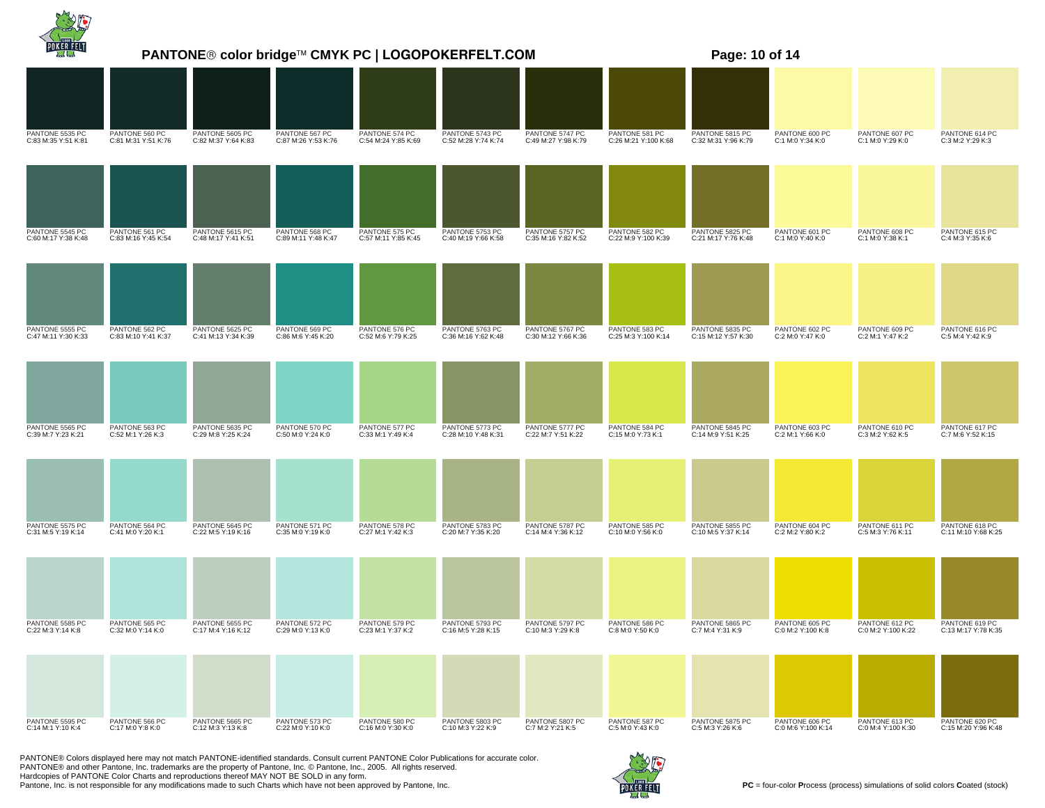# PANTONE® color bridge™ CMYK PC | LOGOPOKERFELT.COM

| | | | | | | | | | | | |
|---|---|---|---|---|---|---|---|---|---|---|---|
| PANTONE 5535 PC<br>C:83 M:35 Y:51 K:81 | PANTONE 560 PC<br>C:81 M:31 Y:51 K:76 | PANTONE 5605 PC<br>C:82 M:37 Y:64 K:83 | PANTONE 567 PC<br>C:87 M:26 Y:53 K:76 | PANTONE 574 PC<br>C:54 M:24 Y:85 K:69 | PANTONE 5743 PC<br>C:52 M:28 Y:74 K:74 | PANTONE 5747 PC<br>C:49 M:27 Y:98 K:79 | PANTONE 581 PC<br>C:26 M:21 Y:100 K:68 | PANTONE 5815 PC<br>C:32 M:31 Y:96 K:79 | PANTONE 600 PC<br>C:1 M:0 Y:34 K:0 | PANTONE 607 PC<br>C:1 M:0 Y:29 K:0 | PANTONE 614 PC<br>C:3 M:2 Y:29 K:3 |
| PANTONE 5545 PC<br>C:60 M:17 Y:38 K:48 | PANTONE 561 PC<br>C:83 M:16 Y:45 K:54 | PANTONE 5615 PC<br>C:48 M:17 Y:41 K:51 | PANTONE 568 PC<br>C:89 M:11 Y:48 K:47 | PANTONE 575 PC<br>C:57 M:11 Y:85 K:45 | PANTONE 5753 PC<br>C:40 M:19 Y:66 K:58 | PANTONE 5757 PC<br>C:35 M:16 Y:82 K:52 | PANTONE 582 PC<br>C:22 M:9 Y:100 K:39 | PANTONE 5825 PC<br>C:21 M:17 Y:76 K:48 | PANTONE 601 PC<br>C:1 M:0 Y:40 K:0 | PANTONE 608 PC<br>C:1 M:0 Y:38 K:1 | PANTONE 615 PC<br>C:4 M:3 Y:35 K:6 |
| PANTONE 5555 PC<br>C:47 M:11 Y:30 K:33 | PANTONE 562 PC<br>C:83 M:10 Y:41 K:37 | PANTONE 5625 PC<br>C:41 M:13 Y:34 K:39 | PANTONE 569 PC<br>C:86 M:6 Y:45 K:20 | PANTONE 576 PC<br>C:52 M:6 Y:79 K:25 | PANTONE 5763 PC<br>C:36 M:16 Y:62 K:48 | PANTONE 5767 PC<br>C:30 M:12 Y:66 K:36 | PANTONE 583 PC<br>C:25 M:3 Y:100 K:14 | PANTONE 5835 PC<br>C:15 M:12 Y:57 K:30 | PANTONE 602 PC<br>C:2 M:0 Y:47 K:0 | PANTONE 609 PC<br>C:2 M:1 Y:47 K:2 | PANTONE 616 PC<br>C:5 M:4 Y:42 K:9 |
| PANTONE 5565 PC<br>C:39 M:7 Y:23 K:21 | PANTONE 563 PC<br>C:52 M:1 Y:26 K:3 | PANTONE 5635 PC<br>C:29 M:8 Y:25 K:24 | PANTONE 570 PC<br>C:50 M:0 Y:24 K:0 | PANTONE 577 PC<br>C:33 M:1 Y:49 K:4 | PANTONE 5773 PC<br>C:28 M:10 Y:48 K:31 | PANTONE 5777 PC<br>C:22 M:7 Y:51 K:22 | PANTONE 584 PC<br>C:15 M:0 Y:73 K:1 | PANTONE 5845 PC<br>C:14 M:9 Y:51 K:25 | PANTONE 603 PC<br>C:2 M:1 Y:66 K:0 | PANTONE 610 PC<br>C:3 M:2 Y:62 K:5 | PANTONE 617 PC<br>C:7 M:6 Y:52 K:15 |
| PANTONE 5575 PC<br>C:31 M:5 Y:19 K:14 | PANTONE 564 PC<br>C:41 M:0 Y:20 K:1 | PANTONE 5645 PC<br>C:22 M:5 Y:19 K:16 | PANTONE 571 PC<br>C:35 M:0 Y:19 K:0 | PANTONE 578 PC<br>C:27 M:1 Y:42 K:3 | PANTONE 5783 PC<br>C:20 M:7 Y:35 K:20 | PANTONE 5787 PC<br>C:14 M:4 Y:36 K:12 | PANTONE 585 PC<br>C:10 M:0 Y:56 K:0 | PANTONE 5855 PC<br>C:10 M:5 Y:37 K:14 | PANTONE 604 PC<br>C:2 M:2 Y:80 K:2 | PANTONE 611 PC<br>C:5 M:3 Y:76 K:11 | PANTONE 618 PC<br>C:11 M:10 Y:68 K:25 |
| PANTONE 5585 PC<br>C:22 M:3 Y:14 K:8 | PANTONE 565 PC<br>C:32 M:0 Y:14 K:0 | PANTONE 5655 PC<br>C:17 M:4 Y:16 K:12 | PANTONE 572 PC<br>C:29 M:0 Y:13 K:0 | PANTONE 579 PC<br>C:23 M:1 Y:37 K:2 | PANTONE 5793 PC<br>C:16 M:5 Y:28 K:15 | PANTONE 5797 PC<br>C:10 M:3 Y:29 K:8 | PANTONE 586 PC<br>C:8 M:0 Y:50 K:0 | PANTONE 5865 PC<br>C:7 M:4 Y:31 K:9 | PANTONE 605 PC<br>C:0 M:2 Y:100 K:8 | PANTONE 612 PC<br>C:0 M:2 Y:100 K:22 | PANTONE 619 PC<br>C:13 M:17 Y:78 K:35 |
| PANTONE 5595 PC<br>C:14 M:1 Y:10 K:4 | PANTONE 566 PC<br>C:17 M:0 Y:8 K:0 | PANTONE 5665 PC<br>C:12 M:3 Y:13 K:8 | PANTONE 573 PC<br>C:22 M:0 Y:10 K:0 | PANTONE 580 PC<br>C:16 M:0 Y:30 K:0 | PANTONE 5803 PC<br>C:10 M:3 Y:22 K:9 | PANTONE 5807 PC<br>C:7 M:2 Y:21 K:5 | PANTONE 587 PC<br>C:5 M:0 Y:43 K:0 | PANTONE 5875 PC<br>C:5 M:3 Y:26 K:6 | PANTONE 606 PC<br>C:0 M:6 Y:100 K:14 | PANTONE 613 PC<br>C:0 M:4 Y:100 K:30 | PANTONE 620 PC<br>C:15 M:20 Y:96 K:48 |

PANTONE® Colors displayed here may not match PANTONE-identified standards. Consult current PANTONE Color Publications for accurate color.
PANTONE® and other Pantone, Inc. trademarks are the property of Pantone, Inc. © Pantone, Inc., 2005. All rights reserved.
Hardcopies of PANTONE Color Charts and reproductions thereof MAY NOT BE SOLD in any form.
Pantone, Inc. is not responsible for any modifications made to such Charts which have not been approved by Pantone, Inc.

**PC** = four-color **P**rocess (process) simulations of solid colors **C**oated (stock)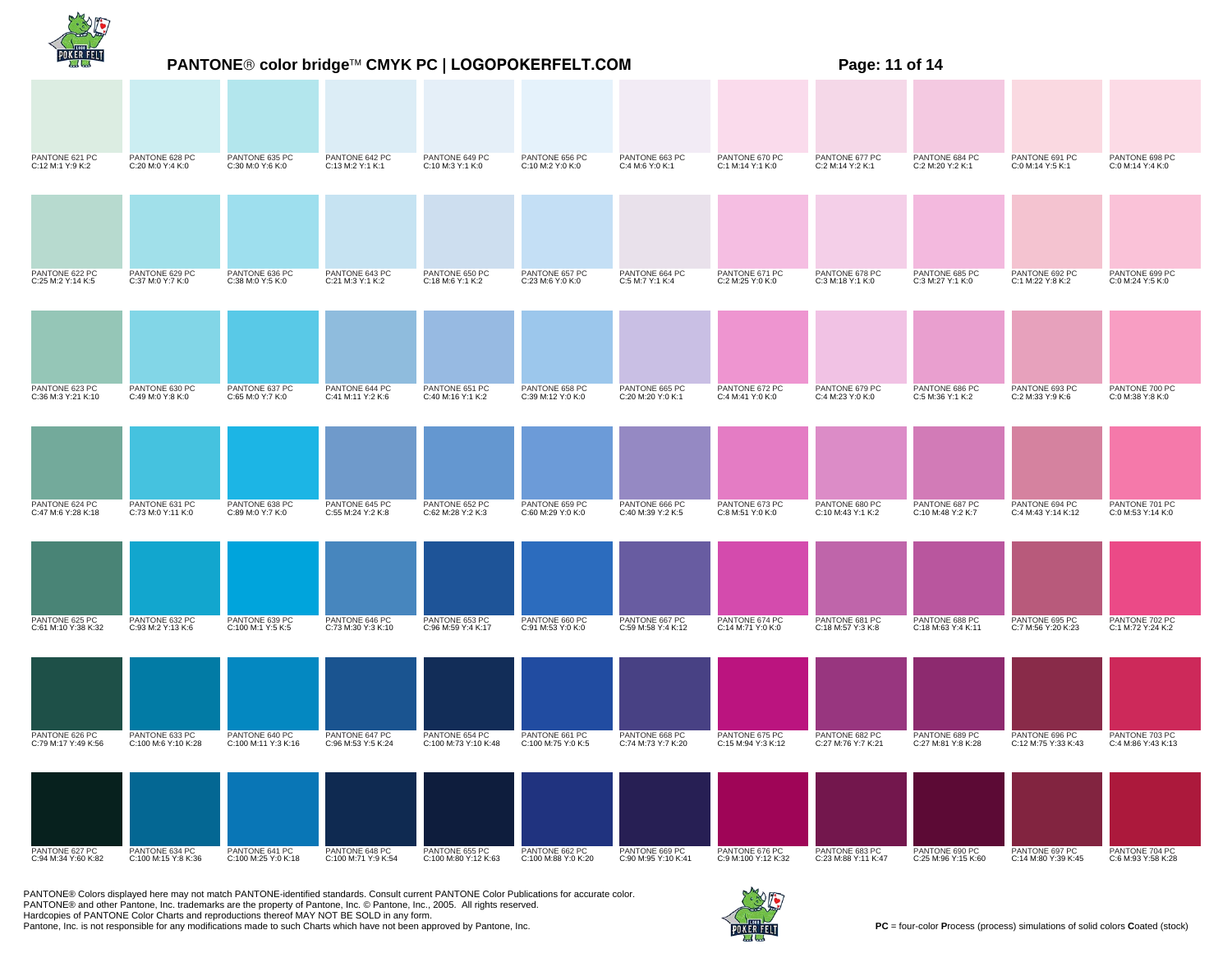# PANTONE® color bridge™ CMYK PC | LOGOPOKERFELT.COM

| | | | | | | | | | | | |
|---|---|---|---|---|---|---|---|---|---|---|---|
| PANTONE 621 PC<br>C:12 M:1 Y:9 K:2 | PANTONE 628 PC<br>C:20 M:0 Y:4 K:0 | PANTONE 635 PC<br>C:30 M:0 Y:6 K:0 | PANTONE 642 PC<br>C:13 M:2 Y:1 K:1 | PANTONE 649 PC<br>C:10 M:3 Y:1 K:0 | PANTONE 656 PC<br>C:10 M:2 Y:0 K:0 | PANTONE 663 PC<br>C:4 M:6 Y:0 K:1 | PANTONE 670 PC<br>C:1 M:14 Y:1 K:0 | PANTONE 677 PC<br>C:2 M:14 Y:2 K:1 | PANTONE 684 PC<br>C:2 M:20 Y:2 K:1 | PANTONE 691 PC<br>C:0 M:14 Y:5 K:1 | PANTONE 698 PC<br>C:0 M:14 Y:4 K:0 |
| PANTONE 622 PC<br>C:25 M:2 Y:14 K:5 | PANTONE 629 PC<br>C:37 M:0 Y:7 K:0 | PANTONE 636 PC<br>C:38 M:0 Y:5 K:0 | PANTONE 643 PC<br>C:21 M:3 Y:1 K:2 | PANTONE 650 PC<br>C:18 M:6 Y:1 K:2 | PANTONE 657 PC<br>C:23 M:6 Y:0 K:0 | PANTONE 664 PC<br>C:5 M:7 Y:1 K:4 | PANTONE 671 PC<br>C:2 M:25 Y:0 K:0 | PANTONE 678 PC<br>C:3 M:18 Y:1 K:0 | PANTONE 685 PC<br>C:3 M:27 Y:1 K:0 | PANTONE 692 PC<br>C:1 M:22 Y:8 K:2 | PANTONE 699 PC<br>C:0 M:24 Y:5 K:0 |
| PANTONE 623 PC<br>C:36 M:3 Y:21 K:10 | PANTONE 630 PC<br>C:49 M:0 Y:8 K:0 | PANTONE 637 PC<br>C:65 M:0 Y:7 K:0 | PANTONE 644 PC<br>C:41 M:11 Y:2 K:6 | PANTONE 651 PC<br>C:40 M:16 Y:1 K:2 | PANTONE 658 PC<br>C:39 M:12 Y:0 K:0 | PANTONE 665 PC<br>C:20 M:20 Y:0 K:1 | PANTONE 672 PC<br>C:4 M:41 Y:0 K:0 | PANTONE 679 PC<br>C:4 M:23 Y:0 K:0 | PANTONE 686 PC<br>C:5 M:36 Y:1 K:2 | PANTONE 693 PC<br>C:2 M:33 Y:9 K:6 | PANTONE 700 PC<br>C:0 M:38 Y:8 K:0 |
| PANTONE 624 PC<br>C:47 M:6 Y:28 K:18 | PANTONE 631 PC<br>C:73 M:0 Y:11 K:0 | PANTONE 638 PC<br>C:89 M:0 Y:7 K:0 | PANTONE 645 PC<br>C:55 M:24 Y:2 K:8 | PANTONE 652 PC<br>C:62 M:28 Y:2 K:3 | PANTONE 659 PC<br>C:60 M:29 Y:0 K:0 | PANTONE 666 PC<br>C:40 M:39 Y:2 K:5 | PANTONE 673 PC<br>C:8 M:51 Y:0 K:0 | PANTONE 680 PC<br>C:10 M:43 Y:1 K:2 | PANTONE 687 PC<br>C:10 M:48 Y:2 K:7 | PANTONE 694 PC<br>C:4 M:43 Y:14 K:12 | PANTONE 701 PC<br>C:0 M:53 Y:14 K:0 |
| PANTONE 625 PC<br>C:61 M:10 Y:38 K:32 | PANTONE 632 PC<br>C:93 M:2 Y:13 K:6 | PANTONE 639 PC<br>C:100 M:1 Y:5 K:5 | PANTONE 646 PC<br>C:73 M:30 Y:3 K:10 | PANTONE 653 PC<br>C:96 M:59 Y:4 K:17 | PANTONE 660 PC<br>C:91 M:53 Y:0 K:0 | PANTONE 667 PC<br>C:59 M:58 Y:4 K:12 | PANTONE 674 PC<br>C:14 M:71 Y:0 K:0 | PANTONE 681 PC<br>C:18 M:57 Y:3 K:8 | PANTONE 688 PC<br>C:18 M:63 Y:4 K:11 | PANTONE 695 PC<br>C:7 M:56 Y:20 K:23 | PANTONE 702 PC<br>C:1 M:72 Y:24 K:2 |
| PANTONE 626 PC<br>C:79 M:17 Y:49 K:56 | PANTONE 633 PC<br>C:100 M:6 Y:10 K:28 | PANTONE 640 PC<br>C:100 M:11 Y:3 K:16 | PANTONE 647 PC<br>C:96 M:53 Y:5 K:24 | PANTONE 654 PC<br>C:100 M:73 Y:10 K:48 | PANTONE 661 PC<br>C:100 M:75 Y:0 K:5 | PANTONE 668 PC<br>C:74 M:73 Y:7 K:20 | PANTONE 675 PC<br>C:15 M:94 Y:3 K:12 | PANTONE 682 PC<br>C:27 M:76 Y:7 K:21 | PANTONE 689 PC<br>C:27 M:81 Y:8 K:28 | PANTONE 696 PC<br>C:12 M:75 Y:33 K:43 | PANTONE 703 PC<br>C:4 M:86 Y:43 K:13 |
| PANTONE 627 PC<br>C:94 M:34 Y:60 K:82 | PANTONE 634 PC<br>C:100 M:15 Y:8 K:36 | PANTONE 641 PC<br>C:100 M:25 Y:0 K:18 | PANTONE 648 PC<br>C:100 M:71 Y:9 K:54 | PANTONE 655 PC<br>C:100 M:80 Y:12 K:63 | PANTONE 662 PC<br>C:100 M:88 Y:0 K:20 | PANTONE 669 PC<br>C:90 M:95 Y:10 K:41 | PANTONE 676 PC<br>C:9 M:100 Y:12 K:32 | PANTONE 683 PC<br>C:23 M:88 Y:11 K:47 | PANTONE 690 PC<br>C:25 M:96 Y:15 K:60 | PANTONE 697 PC<br>C:14 M:80 Y:39 K:45 | PANTONE 704 PC<br>C:6 M:93 Y:58 K:28 |

PANTONE® Colors displayed here may not match PANTONE-identified standards. Consult current PANTONE Color Publications for accurate color.
PANTONE® and other Pantone, Inc. trademarks are the property of Pantone, Inc. © Pantone, Inc., 2005. All rights reserved.
Hardcopies of PANTONE Color Charts and reproductions thereof MAY NOT BE SOLD in any form.
Pantone, Inc. is not responsible for any modifications made to such Charts which have not been approved by Pantone, Inc.

**PC** = four-color **P**rocess (process) simulations of solid colors **C**oated (stock)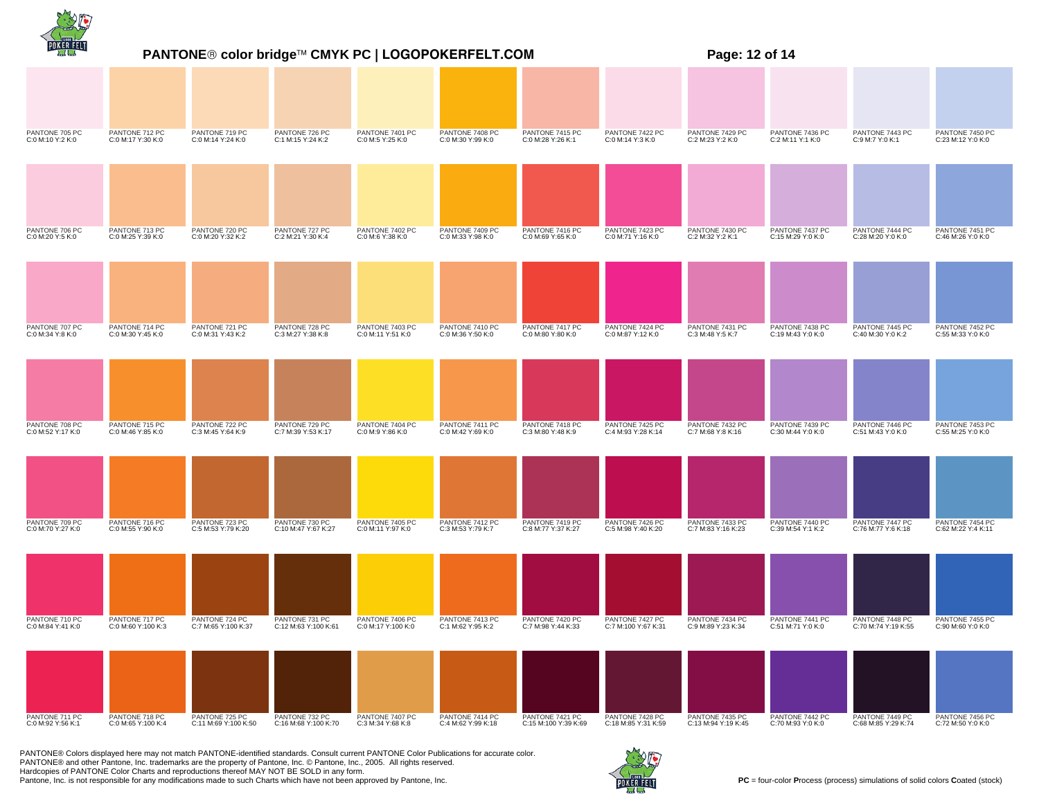# PANTONE® color bridge™ CMYK PC | LOGOPOKERFELT.COM

| | | | | | | | | | | | |
|---|---|---|---|---|---|---|---|---|---|---|---|
| PANTONE 705 PC<br>C:0 M:10 Y:2 K:0 | PANTONE 712 PC<br>C:0 M:17 Y:30 K:0 | PANTONE 719 PC<br>C:0 M:14 Y:24 K:0 | PANTONE 726 PC<br>C:1 M:15 Y:24 K:2 | PANTONE 7401 PC<br>C:0 M:5 Y:25 K:0 | PANTONE 7408 PC<br>C:0 M:30 Y:99 K:0 | PANTONE 7415 PC<br>C:0 M:28 Y:26 K:1 | PANTONE 7422 PC<br>C:0 M:14 Y:3 K:0 | PANTONE 7429 PC<br>C:2 M:23 Y:2 K:0 | PANTONE 7436 PC<br>C:2 M:11 Y:1 K:0 | PANTONE 7443 PC<br>C:9 M:7 Y:0 K:1 | PANTONE 7450 PC<br>C:23 M:12 Y:0 K:0 |
| PANTONE 706 PC<br>C:0 M:20 Y:5 K:0 | PANTONE 713 PC<br>C:0 M:25 Y:39 K:0 | PANTONE 720 PC<br>C:0 M:20 Y:32 K:2 | PANTONE 727 PC<br>C:2 M:21 Y:30 K:4 | PANTONE 7402 PC<br>C:0 M:6 Y:38 K:0 | PANTONE 7409 PC<br>C:0 M:33 Y:98 K:0 | PANTONE 7416 PC<br>C:0 M:69 Y:65 K:0 | PANTONE 7423 PC<br>C:0 M:71 Y:16 K:0 | PANTONE 7430 PC<br>C:2 M:32 Y:2 K:1 | PANTONE 7437 PC<br>C:15 M:29 Y:0 K:0 | PANTONE 7444 PC<br>C:28 M:20 Y:0 K:0 | PANTONE 7451 PC<br>C:46 M:26 Y:0 K:0 |
| PANTONE 707 PC<br>C:0 M:34 Y:8 K:0 | PANTONE 714 PC<br>C:0 M:30 Y:45 K:0 | PANTONE 721 PC<br>C:0 M:31 Y:43 K:2 | PANTONE 728 PC<br>C:3 M:27 Y:38 K:8 | PANTONE 7403 PC<br>C:0 M:11 Y:51 K:0 | PANTONE 7410 PC<br>C:0 M:36 Y:50 K:0 | PANTONE 7417 PC<br>C:0 M:80 Y:80 K:0 | PANTONE 7424 PC<br>C:0 M:87 Y:12 K:0 | PANTONE 7431 PC<br>C:3 M:48 Y:5 K:7 | PANTONE 7438 PC<br>C:19 M:43 Y:0 K:0 | PANTONE 7445 PC<br>C:40 M:30 Y:0 K:2 | PANTONE 7452 PC<br>C:55 M:33 Y:0 K:0 |
| PANTONE 708 PC<br>C:0 M:52 Y:17 K:0 | PANTONE 715 PC<br>C:0 M:46 Y:85 K:0 | PANTONE 722 PC<br>C:3 M:45 Y:64 K:9 | PANTONE 729 PC<br>C:7 M:39 Y:53 K:17 | PANTONE 7404 PC<br>C:0 M:9 Y:86 K:0 | PANTONE 7411 PC<br>C:0 M:42 Y:69 K:0 | PANTONE 7418 PC<br>C:3 M:80 Y:48 K:9 | PANTONE 7425 PC<br>C:4 M:93 Y:28 K:14 | PANTONE 7432 PC<br>C:7 M:68 Y:8 K:16 | PANTONE 7439 PC<br>C:30 M:44 Y:0 K:0 | PANTONE 7446 PC<br>C:51 M:43 Y:0 K:0 | PANTONE 7453 PC<br>C:55 M:25 Y:0 K:0 |
| PANTONE 709 PC<br>C:0 M:70 Y:27 K:0 | PANTONE 716 PC<br>C:0 M:55 Y:90 K:0 | PANTONE 723 PC<br>C:5 M:53 Y:79 K:20 | PANTONE 730 PC<br>C:10 M:47 Y:67 K:27 | PANTONE 7405 PC<br>C:0 M:11 Y:97 K:0 | PANTONE 7412 PC<br>C:3 M:53 Y:79 K:7 | PANTONE 7419 PC<br>C:8 M:77 Y:37 K:27 | PANTONE 7426 PC<br>C:5 M:98 Y:40 K:20 | PANTONE 7433 PC<br>C:7 M:83 Y:16 K:23 | PANTONE 7440 PC<br>C:39 M:54 Y:1 K:2 | PANTONE 7447 PC<br>C:76 M:77 Y:6 K:18 | PANTONE 7454 PC<br>C:62 M:22 Y:4 K:11 |
| PANTONE 710 PC<br>C:0 M:84 Y:41 K:0 | PANTONE 717 PC<br>C:0 M:60 Y:100 K:3 | PANTONE 724 PC<br>C:7 M:65 Y:100 K:37 | PANTONE 731 PC<br>C:12 M:63 Y:100 K:61 | PANTONE 7406 PC<br>C:0 M:17 Y:100 K:0 | PANTONE 7413 PC<br>C:1 M:62 Y:95 K:2 | PANTONE 7420 PC<br>C:7 M:98 Y:44 K:33 | PANTONE 7427 PC<br>C:7 M:100 Y:67 K:31 | PANTONE 7434 PC<br>C:9 M:89 Y:23 K:34 | PANTONE 7441 PC<br>C:51 M:71 Y:0 K:0 | PANTONE 7448 PC<br>C:70 M:74 Y:19 K:55 | PANTONE 7455 PC<br>C:90 M:60 Y:0 K:0 |
| PANTONE 711 PC<br>C:0 M:92 Y:56 K:1 | PANTONE 718 PC<br>C:0 M:65 Y:100 K:4 | PANTONE 725 PC<br>C:11 M:69 Y:100 K:50 | PANTONE 732 PC<br>C:16 M:68 Y:100 K:70 | PANTONE 7407 PC<br>C:3 M:34 Y:68 K:8 | PANTONE 7414 PC<br>C:4 M:62 Y:99 K:18 | PANTONE 7421 PC<br>C:15 M:100 Y:39 K:69 | PANTONE 7428 PC<br>C:18 M:85 Y:31 K:59 | PANTONE 7435 PC<br>C:13 M:94 Y:19 K:45 | PANTONE 7442 PC<br>C:70 M:93 Y:0 K:0 | PANTONE 7449 PC<br>C:68 M:85 Y:29 K:74 | PANTONE 7456 PC<br>C:72 M:50 Y:0 K:0 |

PANTONE® Colors displayed here may not match PANTONE-identified standards. Consult current PANTONE Color Publications for accurate color.
PANTONE® and other Pantone, Inc. trademarks are the property of Pantone, Inc. © Pantone, Inc., 2005. All rights reserved.
Hardcopies of PANTONE Color Charts and reproductions thereof MAY NOT BE SOLD in any form.
Pantone, Inc. is not responsible for any modifications made to such Charts which have not been approved by Pantone, Inc.

**PC** = four-color **P**rocess (process) simulations of solid colors **C**oated (stock)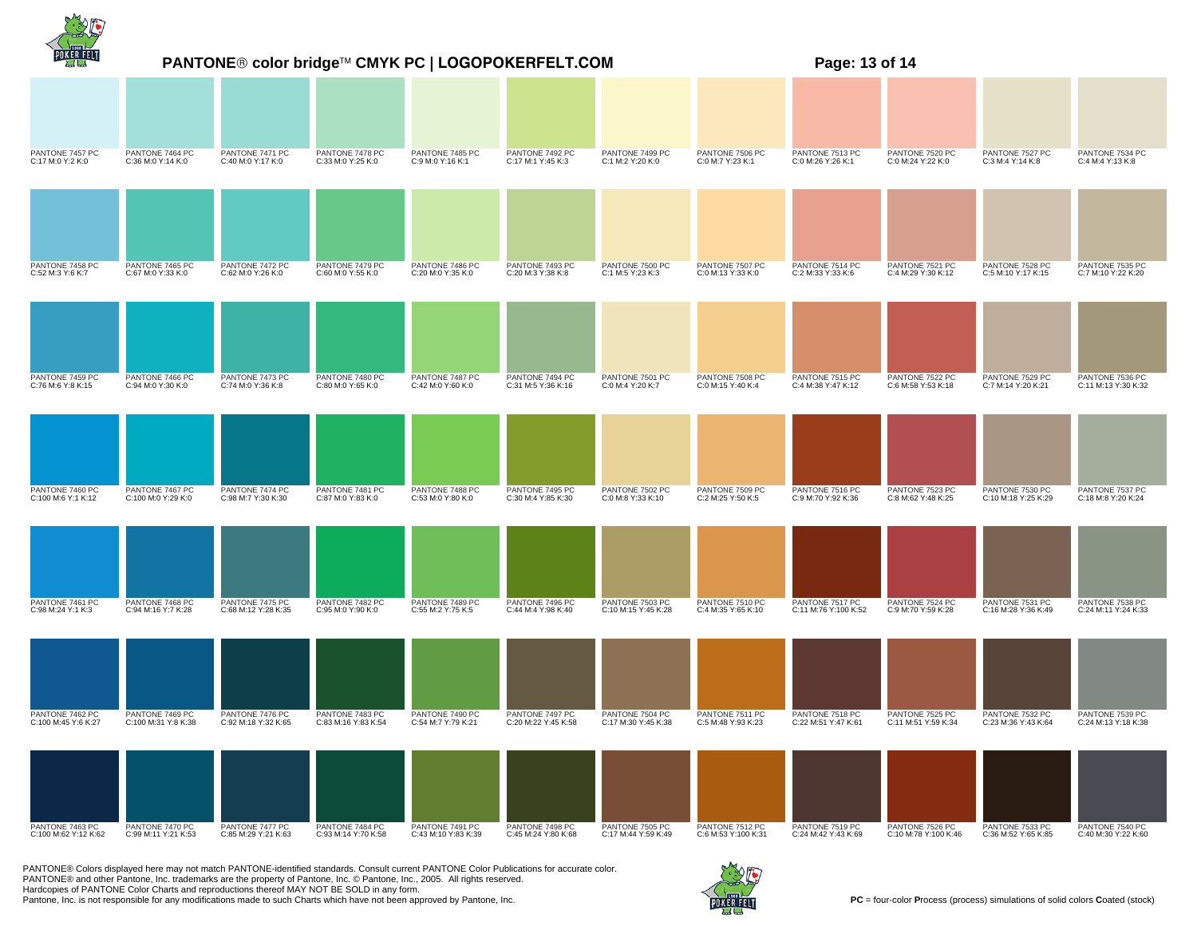# PANTONE® color bridge™ CMYK PC | LOGOPOKERFELT.COM

| | | | | | | | | | | | |
|---|---|---|---|---|---|---|---|---|---|---|---|
| PANTONE 7457 PC<br>C:17 M:0 Y:2 K:0 | PANTONE 7464 PC<br>C:36 M:0 Y:14 K:0 | PANTONE 7471 PC<br>C:40 M:0 Y:17 K:0 | PANTONE 7478 PC<br>C:33 M:0 Y:25 K:0 | PANTONE 7485 PC<br>C:9 M:0 Y:16 K:1 | PANTONE 7492 PC<br>C:17 M:1 Y:45 K:3 | PANTONE 7499 PC<br>C:1 M:2 Y:20 K:0 | PANTONE 7506 PC<br>C:0 M:7 Y:23 K:1 | PANTONE 7513 PC<br>C:0 M:26 Y:26 K:1 | PANTONE 7520 PC<br>C:0 M:24 Y:22 K:0 | PANTONE 7527 PC<br>C:3 M:4 Y:14 K:8 | PANTONE 7534 PC<br>C:4 M:4 Y:13 K:8 |
| PANTONE 7458 PC<br>C:52 M:3 Y:6 K:7 | PANTONE 7465 PC<br>C:67 M:0 Y:33 K:0 | PANTONE 7472 PC<br>C:62 M:0 Y:26 K:0 | PANTONE 7479 PC<br>C:60 M:0 Y:55 K:0 | PANTONE 7486 PC<br>C:20 M:0 Y:35 K:0 | PANTONE 7493 PC<br>C:20 M:3 Y:38 K:8 | PANTONE 7500 PC<br>C:1 M:5 Y:23 K:3 | PANTONE 7507 PC<br>C:0 M:13 Y:33 K:0 | PANTONE 7514 PC<br>C:2 M:33 Y:33 K:6 | PANTONE 7521 PC<br>C:4 M:29 Y:30 K:12 | PANTONE 7528 PC<br>C:5 M:10 Y:17 K:15 | PANTONE 7535 PC<br>C:7 M:10 Y:22 K:20 |
| PANTONE 7459 PC<br>C:76 M:6 Y:8 K:15 | PANTONE 7466 PC<br>C:94 M:0 Y:30 K:0 | PANTONE 7473 PC<br>C:74 M:0 Y:36 K:8 | PANTONE 7480 PC<br>C:80 M:0 Y:65 K:0 | PANTONE 7487 PC<br>C:42 M:0 Y:60 K:0 | PANTONE 7494 PC<br>C:31 M:5 Y:36 K:16 | PANTONE 7501 PC<br>C:0 M:4 Y:20 K:7 | PANTONE 7508 PC<br>C:0 M:15 Y:40 K:4 | PANTONE 7515 PC<br>C:4 M:38 Y:47 K:12 | PANTONE 7522 PC<br>C:6 M:58 Y:53 K:18 | PANTONE 7529 PC<br>C:7 M:14 Y:20 K:21 | PANTONE 7536 PC<br>C:11 M:13 Y:30 K:32 |
| PANTONE 7460 PC<br>C:100 M:6 Y:1 K:12 | PANTONE 7467 PC<br>C:100 M:0 Y:29 K:0 | PANTONE 7474 PC<br>C:98 M:7 Y:30 K:30 | PANTONE 7481 PC<br>C:87 M:0 Y:83 K:0 | PANTONE 7488 PC<br>C:53 M:0 Y:80 K:0 | PANTONE 7495 PC<br>C:30 M:4 Y:85 K:30 | PANTONE 7502 PC<br>C:0 M:8 Y:33 K:10 | PANTONE 7509 PC<br>C:2 M:25 Y:50 K:5 | PANTONE 7516 PC<br>C:9 M:70 Y:92 K:36 | PANTONE 7523 PC<br>C:8 M:62 Y:48 K:25 | PANTONE 7530 PC<br>C:10 M:18 Y:25 K:29 | PANTONE 7537 PC<br>C:18 M:8 Y:20 K:24 |
| PANTONE 7461 PC<br>C:98 M:24 Y:1 K:3 | PANTONE 7468 PC<br>C:94 M:16 Y:7 K:28 | PANTONE 7475 PC<br>C:68 M:12 Y:28 K:35 | PANTONE 7482 PC<br>C:95 M:0 Y:90 K:0 | PANTONE 7489 PC<br>C:55 M:2 Y:75 K:5 | PANTONE 7496 PC<br>C:44 M:4 Y:98 K:40 | PANTONE 7503 PC<br>C:10 M:15 Y:45 K:28 | PANTONE 7510 PC<br>C:4 M:35 Y:65 K:10 | PANTONE 7517 PC<br>C:11 M:76 Y:100 K:52 | PANTONE 7524 PC<br>C:9 M:70 Y:59 K:28 | PANTONE 7531 PC<br>C:16 M:28 Y:36 K:49 | PANTONE 7538 PC<br>C:24 M:11 Y:24 K:33 |
| PANTONE 7462 PC<br>C:100 M:45 Y:6 K:27 | PANTONE 7469 PC<br>C:100 M:31 Y:8 K:38 | PANTONE 7476 PC<br>C:92 M:18 Y:32 K:65 | PANTONE 7483 PC<br>C:83 M:16 Y:83 K:54 | PANTONE 7490 PC<br>C:54 M:7 Y:79 K:21 | PANTONE 7497 PC<br>C:20 M:22 Y:45 K:58 | PANTONE 7504 PC<br>C:17 M:30 Y:45 K:38 | PANTONE 7511 PC<br>C:5 M:48 Y:93 K:23 | PANTONE 7518 PC<br>C:22 M:51 Y:47 K:61 | PANTONE 7525 PC<br>C:11 M:51 Y:59 K:34 | PANTONE 7532 PC<br>C:23 M:36 Y:43 K:64 | PANTONE 7539 PC<br>C:24 M:13 Y:18 K:38 |
| PANTONE 7463 PC<br>C:100 M:62 Y:12 K:62 | PANTONE 7470 PC<br>C:99 M:11 Y:21 K:53 | PANTONE 7477 PC<br>C:85 M:29 Y:21 K:63 | PANTONE 7484 PC<br>C:93 M:14 Y:70 K:58 | PANTONE 7491 PC<br>C:43 M:10 Y:83 K:39 | PANTONE 7498 PC<br>C:45 M:24 Y:80 K:68 | PANTONE 7505 PC<br>C:17 M:44 Y:59 K:49 | PANTONE 7512 PC<br>C:6 M:53 Y:100 K:31 | PANTONE 7519 PC<br>C:24 M:42 Y:43 K:69 | PANTONE 7526 PC<br>C:10 M:78 Y:100 K:46 | PANTONE 7533 PC<br>C:36 M:52 Y:65 K:85 | PANTONE 7540 PC<br>C:40 M:30 Y:22 K:60 |

PANTONE® Colors displayed here may not match PANTONE-identified standards. Consult current PANTONE Color Publications for accurate color.
PANTONE® and other Pantone, Inc. trademarks are the property of Pantone, Inc. © Pantone, Inc., 2005. All rights reserved.
Hardcopies of PANTONE Color Charts and reproductions thereof MAY NOT BE SOLD in any form.
Pantone, Inc. is not responsible for any modifications made to such Charts which have not been approved by Pantone, Inc.

**PC** = four-color **P**rocess (process) simulations of solid colors **C**oated (stock)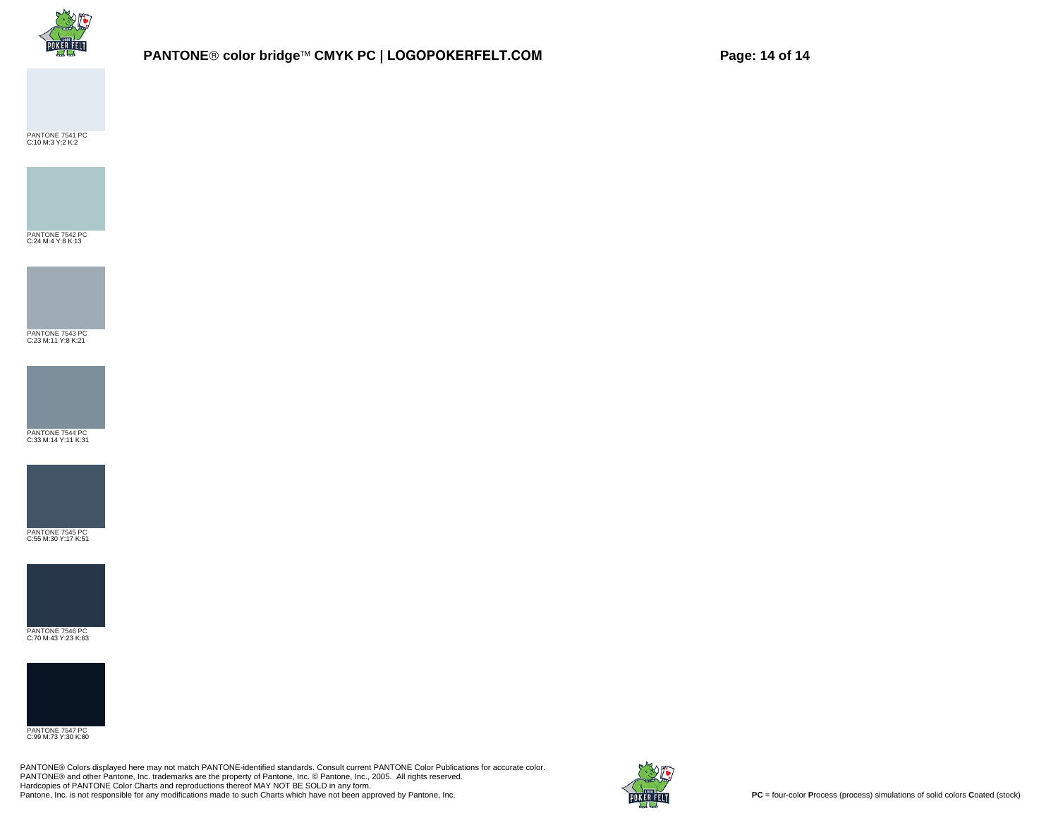PANTONE 7541 PC
C:10 M:3 Y:2 K:2

PANTONE 7542 PC
C:24 M:4 Y:8 K:13

PANTONE 7543 PC
C:23 M:11 Y:8 K:21

PANTONE 7544 PC
C:33 M:14 Y:11 K:31

PANTONE 7545 PC
C:55 M:30 Y:17 K:51

PANTONE 7546 PC
C:70 M:43 Y:23 K:63

PANTONE 7547 PC
C:99 M:73 Y:30 K:80

PANTONE® Colors displayed here may not match PANTONE-identified standards. Consult current PANTONE Color Publications for accurate color.
PANTONE® and other Pantone, Inc. trademarks are the property of Pantone, Inc. © Pantone, Inc., 2005. All rights reserved.
Hardcopies of PANTONE Color Charts and reproductions thereof MAY NOT BE SOLD in any form.
Pantone, Inc. is not responsible for any modifications made to such Charts which have not been approved by Pantone, Inc.

**PC** = four-color **P**rocess (process) simulations of solid colors **C**oated (stock)